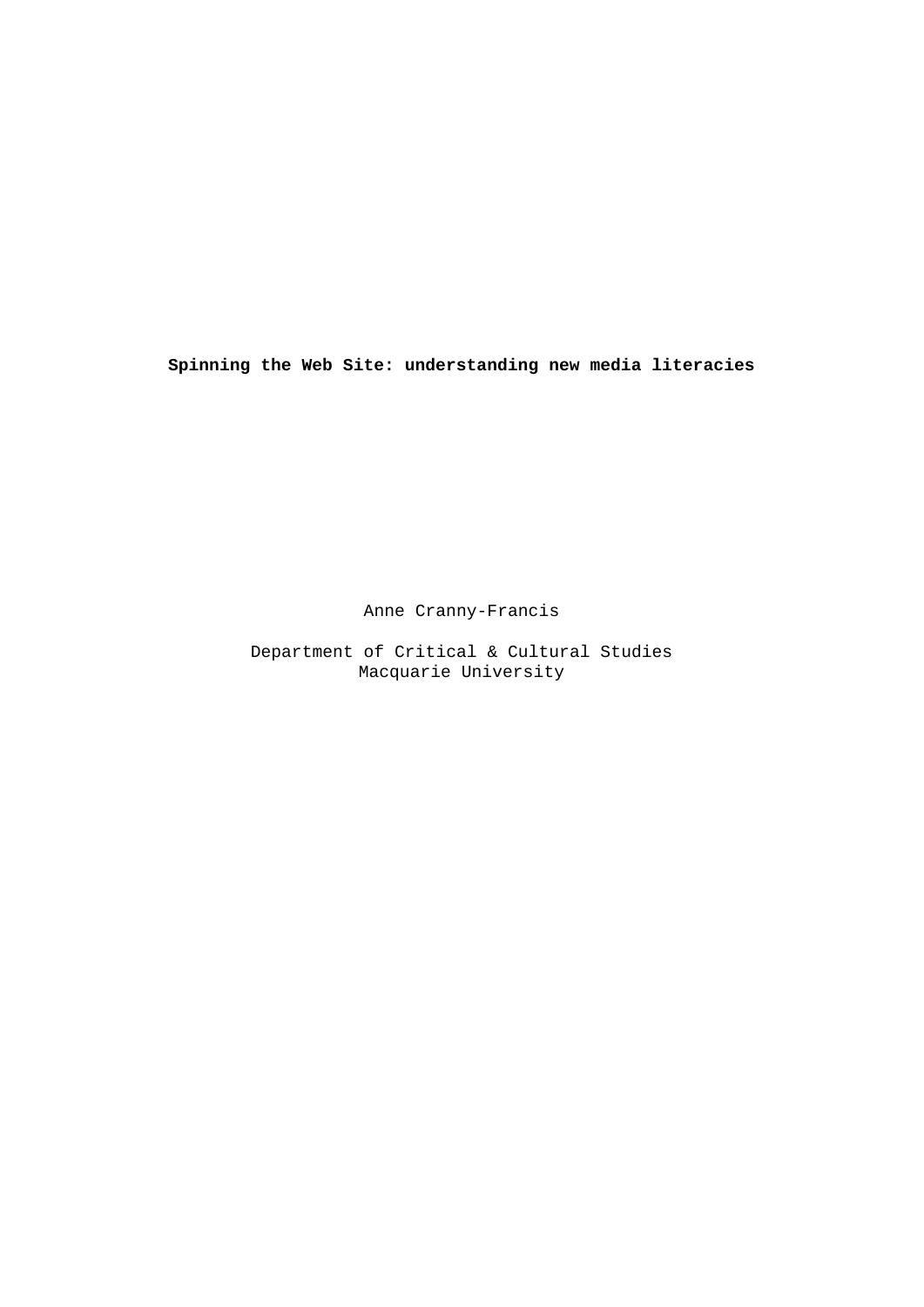# Spinning the Web Site: understanding new media literacies

Anne Cranny-Francis

Department of Critical & Cultural Studies
Macquarie University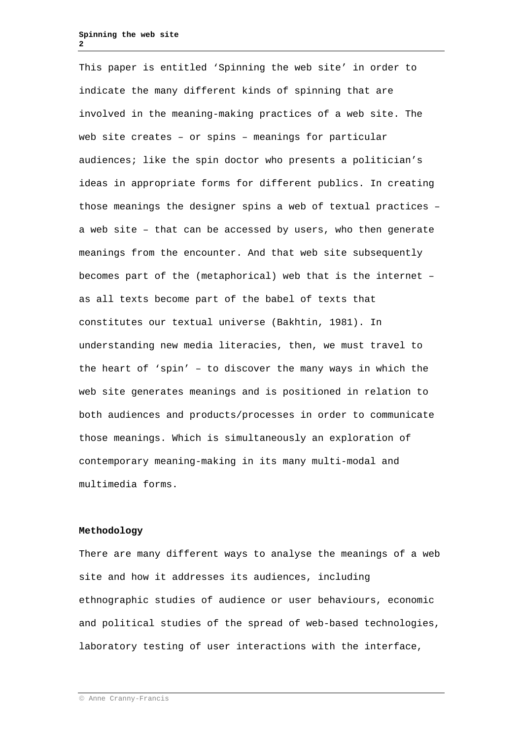This paper is entitled 'Spinning the web site' in order to indicate the many different kinds of spinning that are involved in the meaning-making practices of a web site. The web site creates – or spins – meanings for particular audiences; like the spin doctor who presents a politician's ideas in appropriate forms for different publics. In creating those meanings the designer spins a web of textual practices – a web site – that can be accessed by users, who then generate meanings from the encounter. And that web site subsequently becomes part of the (metaphorical) web that is the internet – as all texts become part of the babel of texts that constitutes our textual universe (Bakhtin, 1981). In understanding new media literacies, then, we must travel to the heart of 'spin' – to discover the many ways in which the web site generates meanings and is positioned in relation to both audiences and products/processes in order to communicate those meanings. Which is simultaneously an exploration of contemporary meaning-making in its many multi-modal and multimedia forms.

**Methodology**

There are many different ways to analyse the meanings of a web site and how it addresses its audiences, including ethnographic studies of audience or user behaviours, economic and political studies of the spread of web-based technologies, laboratory testing of user interactions with the interface,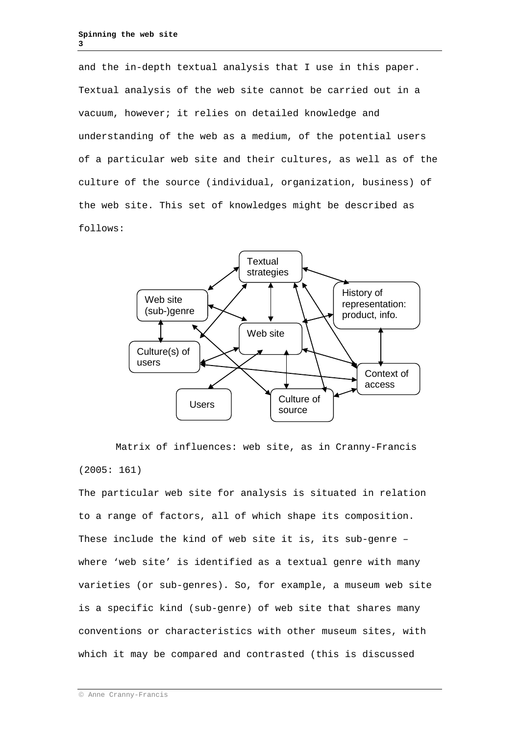and the in-depth textual analysis that I use in this paper. Textual analysis of the web site cannot be carried out in a vacuum, however; it relies on detailed knowledge and understanding of the web as a medium, of the potential users of a particular web site and their cultures, as well as of the culture of the source (individual, organization, business) of the web site. This set of knowledges might be described as follows:

Textual strategies

Web site (sub-)genre

History of representation: product, info.

Web site

Culture(s) of users

Context of access

Users

Culture of source

Matrix of influences: web site, as in Cranny-Francis (2005: 161)

The particular web site for analysis is situated in relation to a range of factors, all of which shape its composition. These include the kind of web site it is, its sub-genre – where ‘web site’ is identified as a textual genre with many varieties (or sub-genres). So, for example, a museum web site is a specific kind (sub-genre) of web site that shares many conventions or characteristics with other museum sites, with which it may be compared and contrasted (this is discussed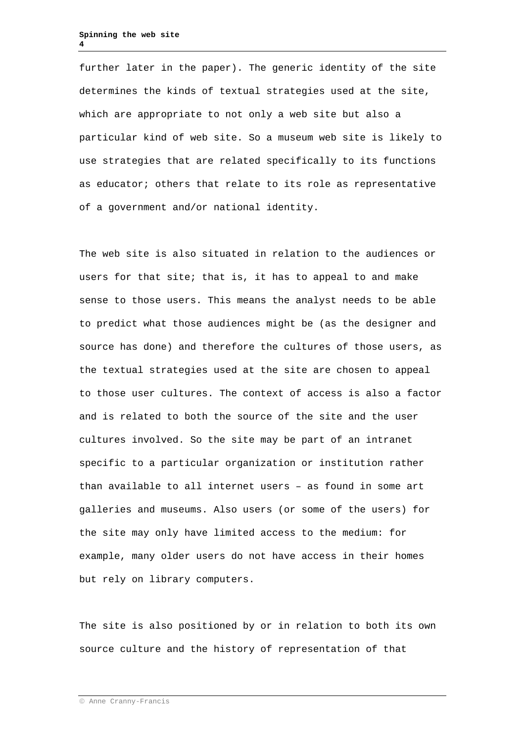further later in the paper). The generic identity of the site determines the kinds of textual strategies used at the site, which are appropriate to not only a web site but also a particular kind of web site. So a museum web site is likely to use strategies that are related specifically to its functions as educator; others that relate to its role as representative of a government and/or national identity.

The web site is also situated in relation to the audiences or users for that site; that is, it has to appeal to and make sense to those users. This means the analyst needs to be able to predict what those audiences might be (as the designer and source has done) and therefore the cultures of those users, as the textual strategies used at the site are chosen to appeal to those user cultures. The context of access is also a factor and is related to both the source of the site and the user cultures involved. So the site may be part of an intranet specific to a particular organization or institution rather than available to all internet users – as found in some art galleries and museums. Also users (or some of the users) for the site may only have limited access to the medium: for example, many older users do not have access in their homes but rely on library computers.

The site is also positioned by or in relation to both its own source culture and the history of representation of that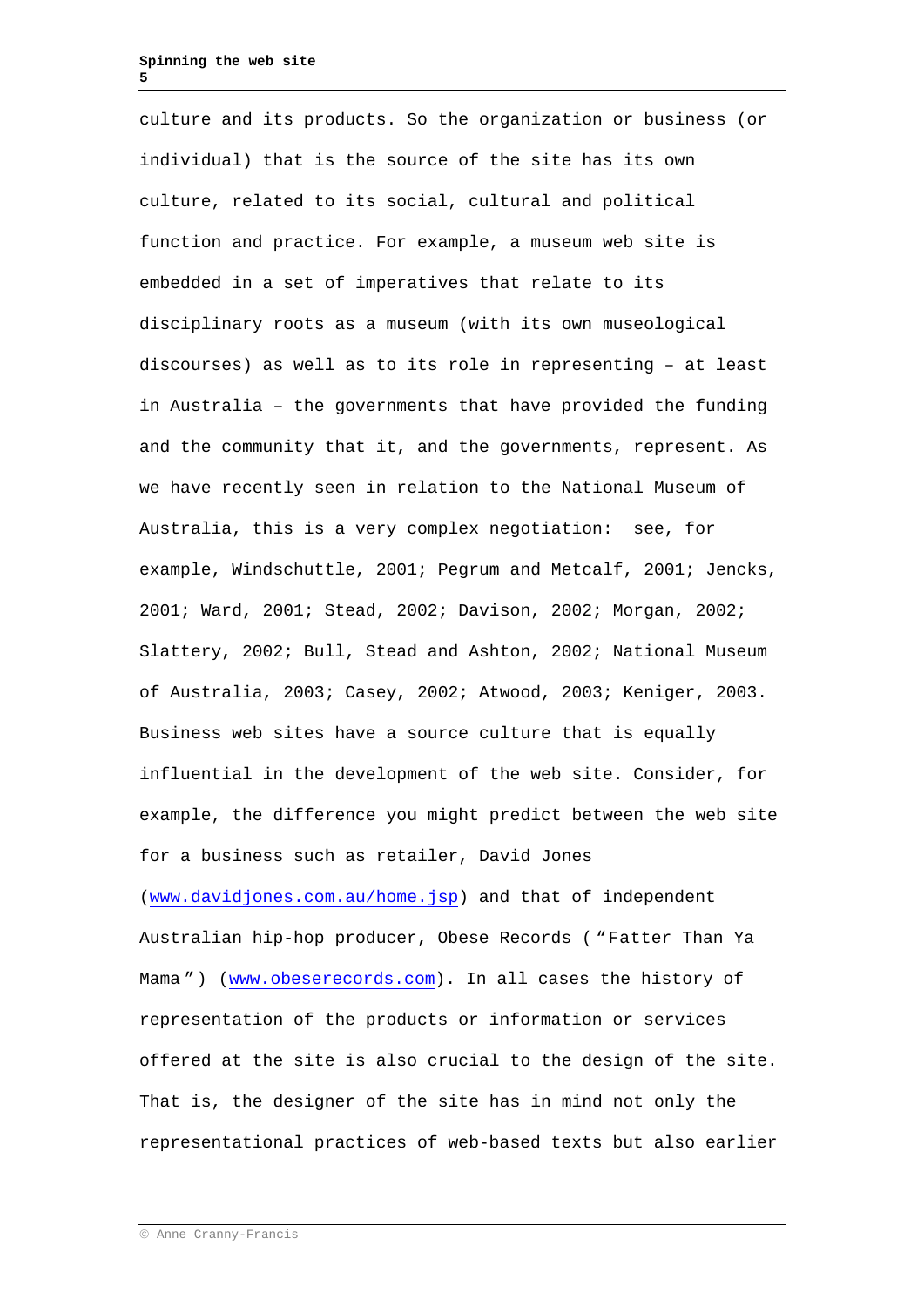culture and its products. So the organization or business (or individual) that is the source of the site has its own culture, related to its social, cultural and political function and practice. For example, a museum web site is embedded in a set of imperatives that relate to its disciplinary roots as a museum (with its own museological discourses) as well as to its role in representing – at least in Australia – the governments that have provided the funding and the community that it, and the governments, represent. As we have recently seen in relation to the National Museum of Australia, this is a very complex negotiation: see, for example, Windschuttle, 2001; Pegrum and Metcalf, 2001; Jencks, 2001; Ward, 2001; Stead, 2002; Davison, 2002; Morgan, 2002; Slattery, 2002; Bull, Stead and Ashton, 2002; National Museum of Australia, 2003; Casey, 2002; Atwood, 2003; Keniger, 2003. Business web sites have a source culture that is equally influential in the development of the web site. Consider, for example, the difference you might predict between the web site for a business such as retailer, David Jones (www.davidjones.com.au/home.jsp) and that of independent Australian hip-hop producer, Obese Records ("Fatter Than Ya Mama") (www.obeserecords.com). In all cases the history of representation of the products or information or services offered at the site is also crucial to the design of the site. That is, the designer of the site has in mind not only the representational practices of web-based texts but also earlier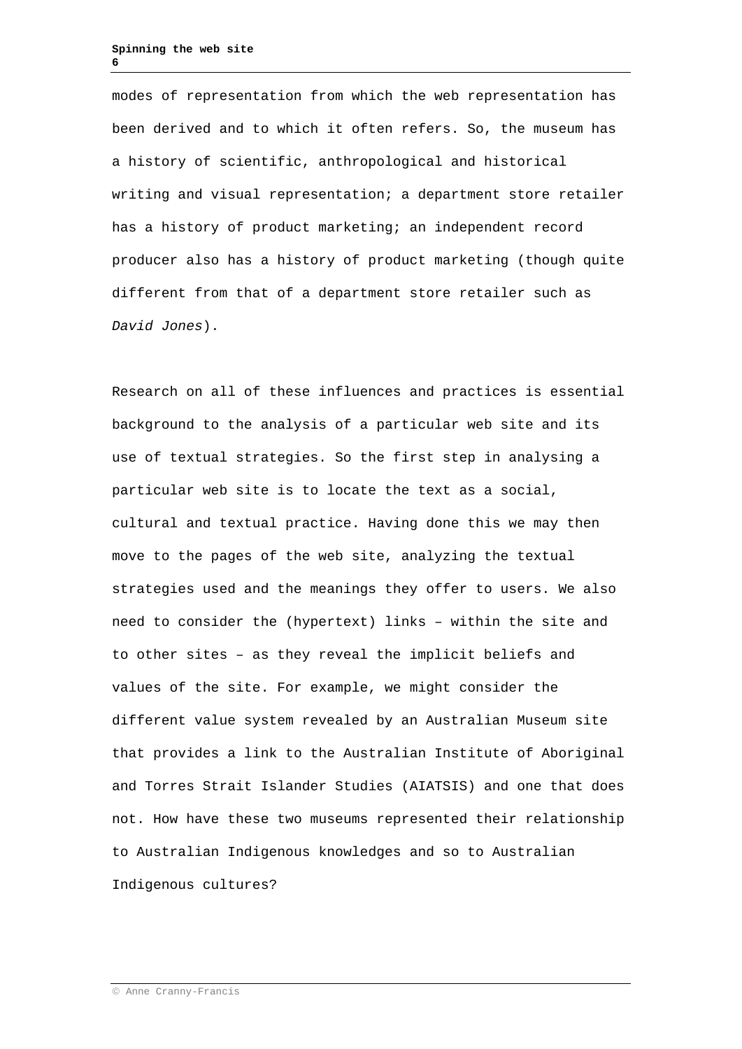modes of representation from which the web representation has been derived and to which it often refers. So, the museum has a history of scientific, anthropological and historical writing and visual representation; a department store retailer has a history of product marketing; an independent record producer also has a history of product marketing (though quite different from that of a department store retailer such as *David Jones*).

Research on all of these influences and practices is essential background to the analysis of a particular web site and its use of textual strategies. So the first step in analysing a particular web site is to locate the text as a social, cultural and textual practice. Having done this we may then move to the pages of the web site, analyzing the textual strategies used and the meanings they offer to users. We also need to consider the (hypertext) links – within the site and to other sites – as they reveal the implicit beliefs and values of the site. For example, we might consider the different value system revealed by an Australian Museum site that provides a link to the Australian Institute of Aboriginal and Torres Strait Islander Studies (AIATSIS) and one that does not. How have these two museums represented their relationship to Australian Indigenous knowledges and so to Australian Indigenous cultures?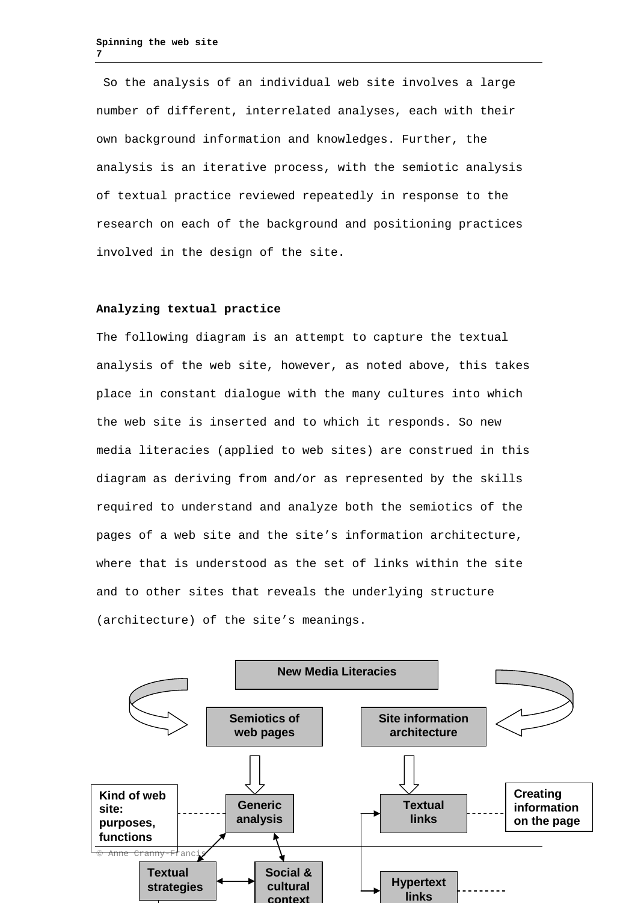So the analysis of an individual web site involves a large number of different, interrelated analyses, each with their own background information and knowledges. Further, the analysis is an iterative process, with the semiotic analysis of textual practice reviewed repeatedly in response to the research on each of the background and positioning practices involved in the design of the site.

**Analyzing textual practice**

The following diagram is an attempt to capture the textual analysis of the web site, however, as noted above, this takes place in constant dialogue with the many cultures into which the web site is inserted and to which it responds. So new media literacies (applied to web sites) are construed in this diagram as deriving from and/or as represented by the skills required to understand and analyze both the semiotics of the pages of a web site and the site's information architecture, where that is understood as the set of links within the site and to other sites that reveals the underlying structure (architecture) of the site's meanings.

**New Media Literacies**

**Semiotics of web pages**

**Site information architecture**

**Kind of web site: purposes, functions**

**Generic analysis**

**Textual links**

**Creating information on the page**

**Textual strategies**

**Social & cultural context**

**Hypertext links**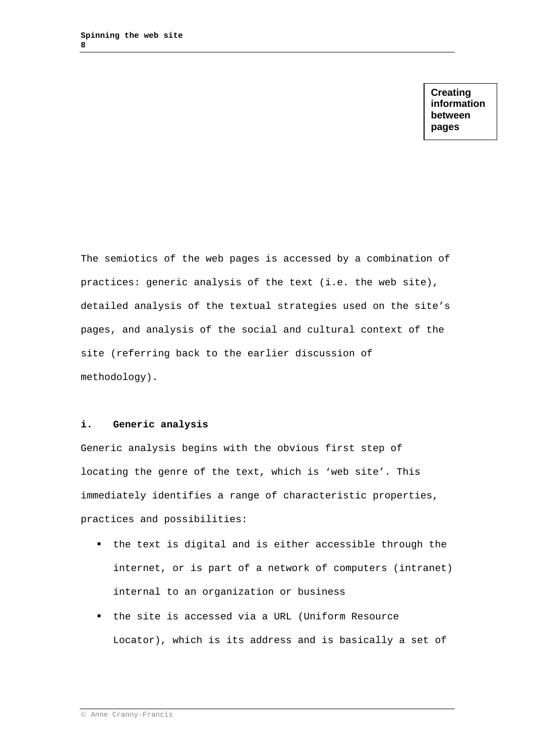**Creating information between pages**

The semiotics of the web pages is accessed by a combination of practices: generic analysis of the text (i.e. the web site), detailed analysis of the textual strategies used on the site's pages, and analysis of the social and cultural context of the site (referring back to the earlier discussion of methodology).

### i. Generic analysis

Generic analysis begins with the obvious first step of locating the genre of the text, which is 'web site'. This immediately identifies a range of characteristic properties, practices and possibilities:

- the text is digital and is either accessible through the internet, or is part of a network of computers (intranet) internal to an organization or business
- the site is accessed via a URL (Uniform Resource Locator), which is its address and is basically a set of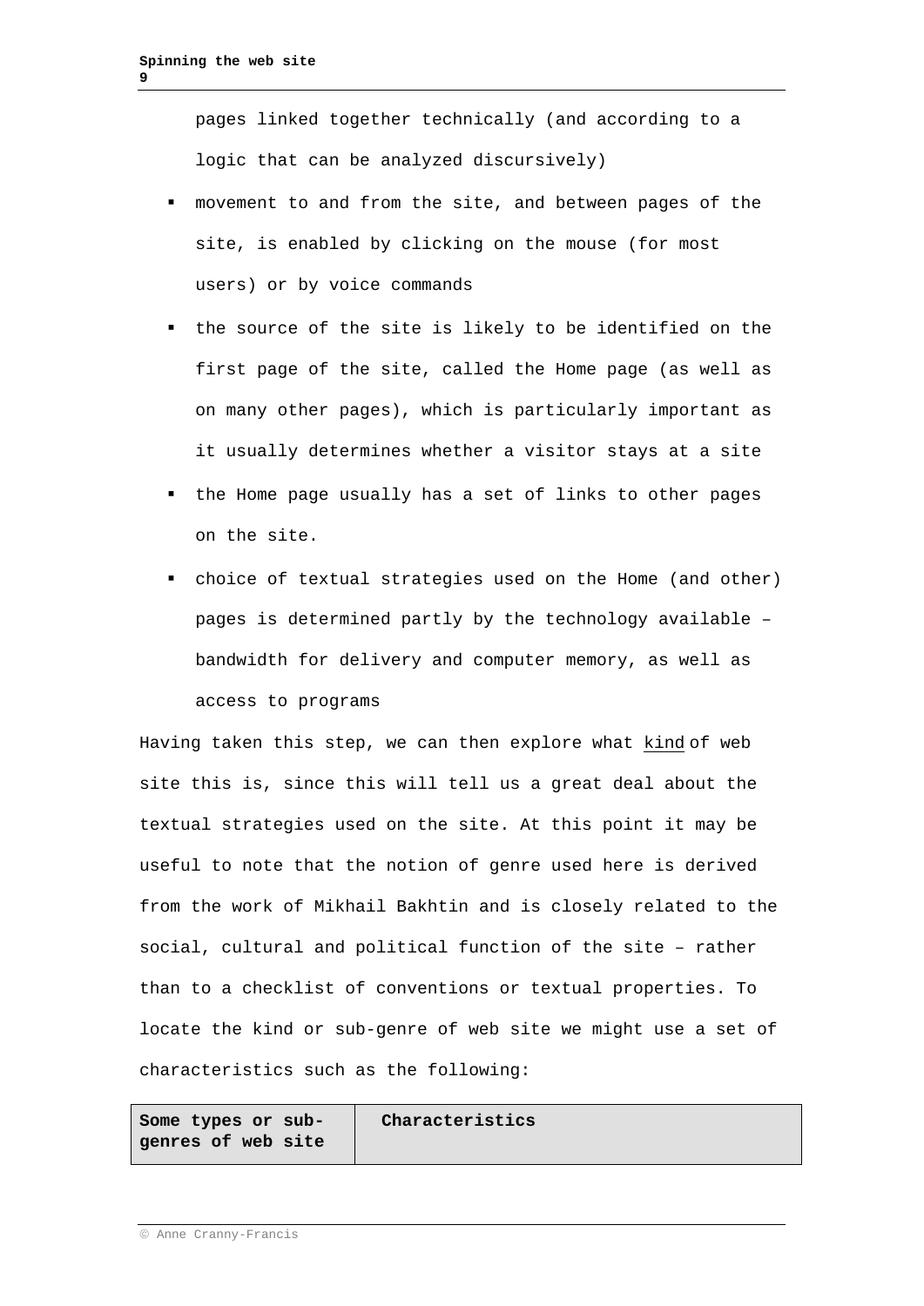pages linked together technically (and according to a logic that can be analyzed discursively)

- movement to and from the site, and between pages of the site, is enabled by clicking on the mouse (for most users) or by voice commands
- the source of the site is likely to be identified on the first page of the site, called the Home page (as well as on many other pages), which is particularly important as it usually determines whether a visitor stays at a site
- the Home page usually has a set of links to other pages on the site.
- choice of textual strategies used on the Home (and other) pages is determined partly by the technology available – bandwidth for delivery and computer memory, as well as access to programs

Having taken this step, we can then explore what kind of web site this is, since this will tell us a great deal about the textual strategies used on the site. At this point it may be useful to note that the notion of genre used here is derived from the work of Mikhail Bakhtin and is closely related to the social, cultural and political function of the site – rather than to a checklist of conventions or textual properties. To locate the kind or sub-genre of web site we might use a set of characteristics such as the following:

| Some types or sub-genres of web site | Characteristics |
| --- | --- |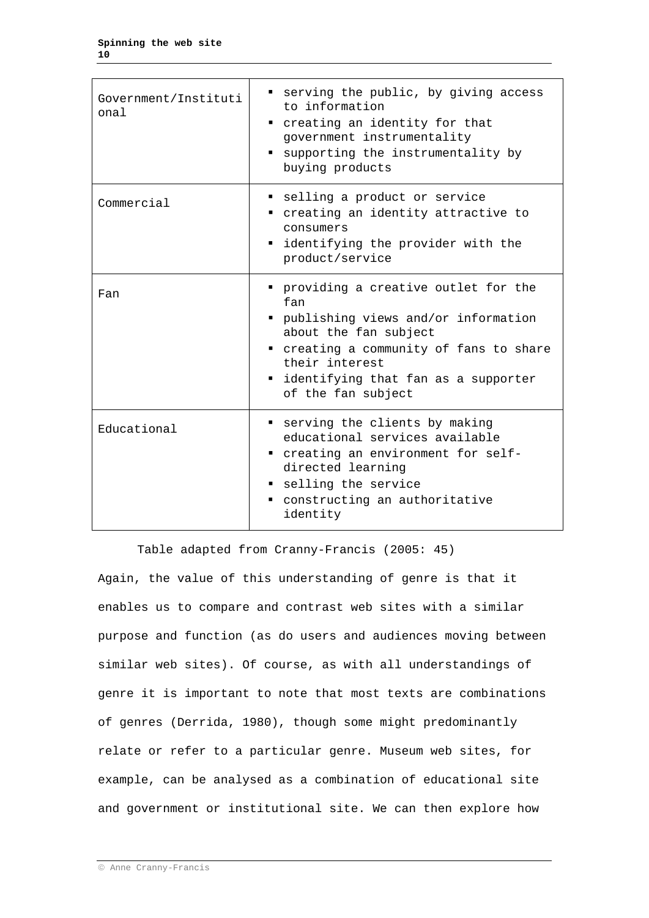| | |
|---|---|
| Government/Institutional | ▪ serving the public, by giving access to information<br>▪ creating an identity for that government instrumentality<br>▪ supporting the instrumentality by buying products |
| Commercial | ▪ selling a product or service<br>▪ creating an identity attractive to consumers<br>▪ identifying the provider with the product/service |
| Fan | ▪ providing a creative outlet for the fan<br>▪ publishing views and/or information about the fan subject<br>▪ creating a community of fans to share their interest<br>▪ identifying that fan as a supporter of the fan subject |
| Educational | ▪ serving the clients by making educational services available<br>▪ creating an environment for self-directed learning<br>▪ selling the service<br>▪ constructing an authoritative identity |

Table adapted from Cranny-Francis (2005: 45)

Again, the value of this understanding of genre is that it enables us to compare and contrast web sites with a similar purpose and function (as do users and audiences moving between similar web sites). Of course, as with all understandings of genre it is important to note that most texts are combinations of genres (Derrida, 1980), though some might predominantly relate or refer to a particular genre. Museum web sites, for example, can be analysed as a combination of educational site and government or institutional site. We can then explore how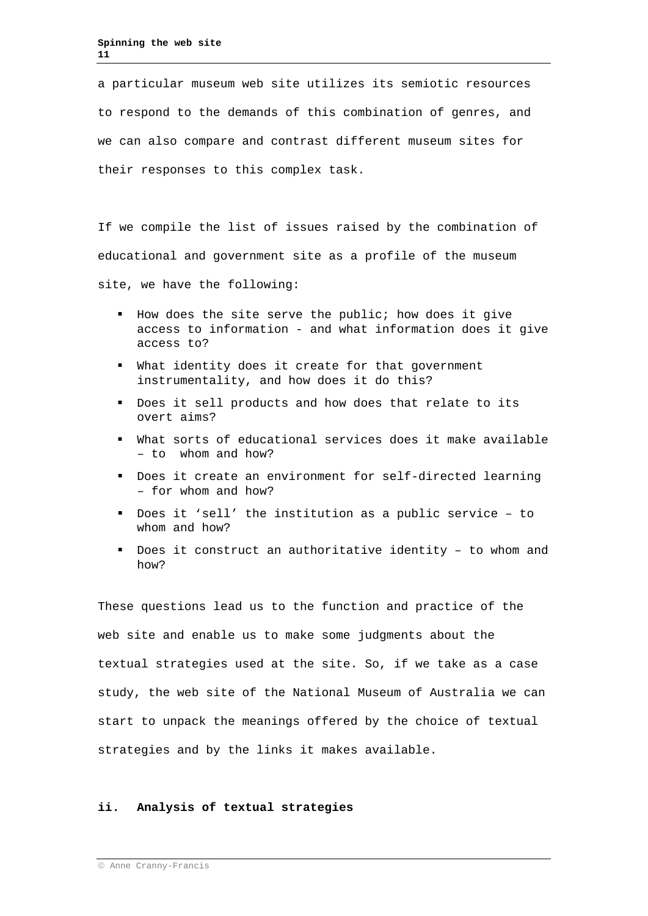a particular museum web site utilizes its semiotic resources to respond to the demands of this combination of genres, and we can also compare and contrast different museum sites for their responses to this complex task.

If we compile the list of issues raised by the combination of educational and government site as a profile of the museum site, we have the following:

- How does the site serve the public; how does it give access to information - and what information does it give access to?
- What identity does it create for that government instrumentality, and how does it do this?
- Does it sell products and how does that relate to its overt aims?
- What sorts of educational services does it make available – to whom and how?
- Does it create an environment for self-directed learning – for whom and how?
- Does it 'sell' the institution as a public service – to whom and how?
- Does it construct an authoritative identity – to whom and how?

These questions lead us to the function and practice of the web site and enable us to make some judgments about the textual strategies used at the site. So, if we take as a case study, the web site of the National Museum of Australia we can start to unpack the meanings offered by the choice of textual strategies and by the links it makes available.

**ii. Analysis of textual strategies**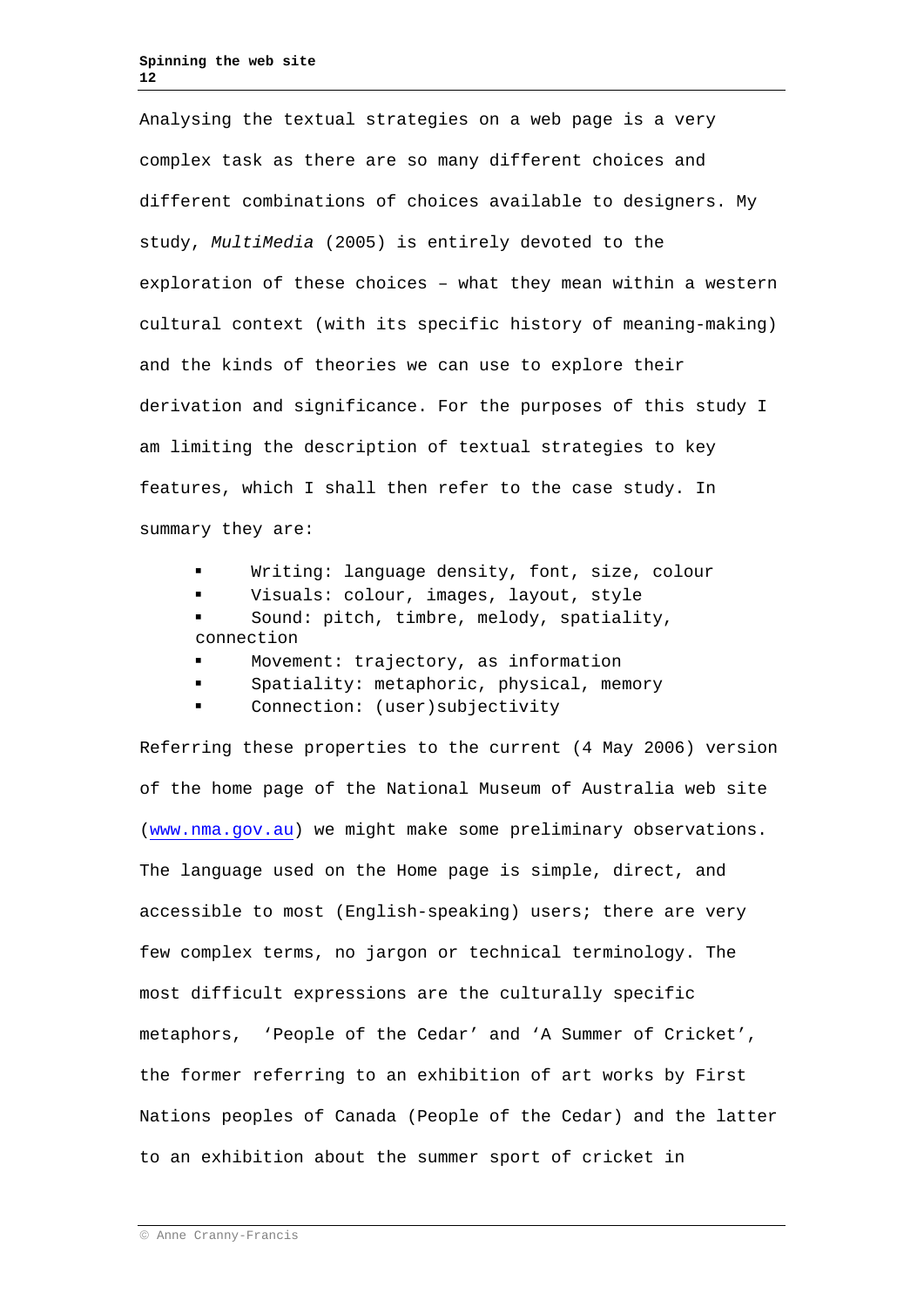Analysing the textual strategies on a web page is a very complex task as there are so many different choices and different combinations of choices available to designers. My study, *MultiMedia* (2005) is entirely devoted to the exploration of these choices – what they mean within a western cultural context (with its specific history of meaning-making) and the kinds of theories we can use to explore their derivation and significance. For the purposes of this study I am limiting the description of textual strategies to key features, which I shall then refer to the case study. In summary they are:

- Writing: language density, font, size, colour
- Visuals: colour, images, layout, style
- Sound: pitch, timbre, melody, spatiality, connection
- Movement: trajectory, as information
- Spatiality: metaphoric, physical, memory
- Connection: (user)subjectivity

Referring these properties to the current (4 May 2006) version of the home page of the National Museum of Australia web site (www.nma.gov.au) we might make some preliminary observations. The language used on the Home page is simple, direct, and accessible to most (English-speaking) users; there are very few complex terms, no jargon or technical terminology. The most difficult expressions are the culturally specific metaphors, 'People of the Cedar' and 'A Summer of Cricket', the former referring to an exhibition of art works by First Nations peoples of Canada (People of the Cedar) and the latter to an exhibition about the summer sport of cricket in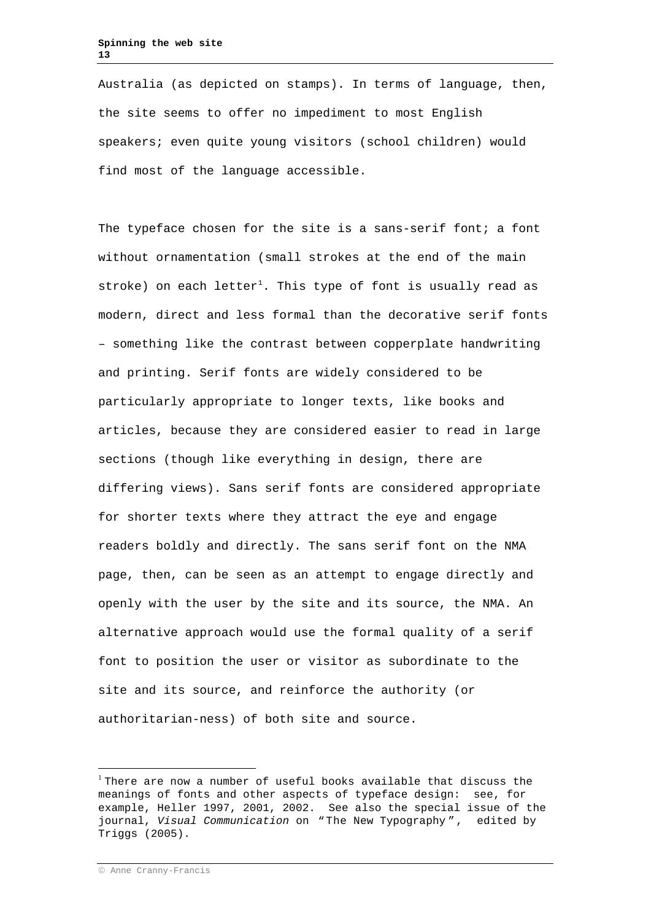Australia (as depicted on stamps). In terms of language, then, the site seems to offer no impediment to most English speakers; even quite young visitors (school children) would find most of the language accessible.

The typeface chosen for the site is a sans-serif font; a font without ornamentation (small strokes at the end of the main stroke) on each letter[1]. This type of font is usually read as modern, direct and less formal than the decorative serif fonts – something like the contrast between copperplate handwriting and printing. Serif fonts are widely considered to be particularly appropriate to longer texts, like books and articles, because they are considered easier to read in large sections (though like everything in design, there are differing views). Sans serif fonts are considered appropriate for shorter texts where they attract the eye and engage readers boldly and directly. The sans serif font on the NMA page, then, can be seen as an attempt to engage directly and openly with the user by the site and its source, the NMA. An alternative approach would use the formal quality of a serif font to position the user or visitor as subordinate to the site and its source, and reinforce the authority (or authoritarian-ness) of both site and source.

---

[1] There are now a number of useful books available that discuss the meanings of fonts and other aspects of typeface design: see, for example, Heller 1997, 2001, 2002. See also the special issue of the journal, *Visual Communication* on "The New Typography", edited by Triggs (2005).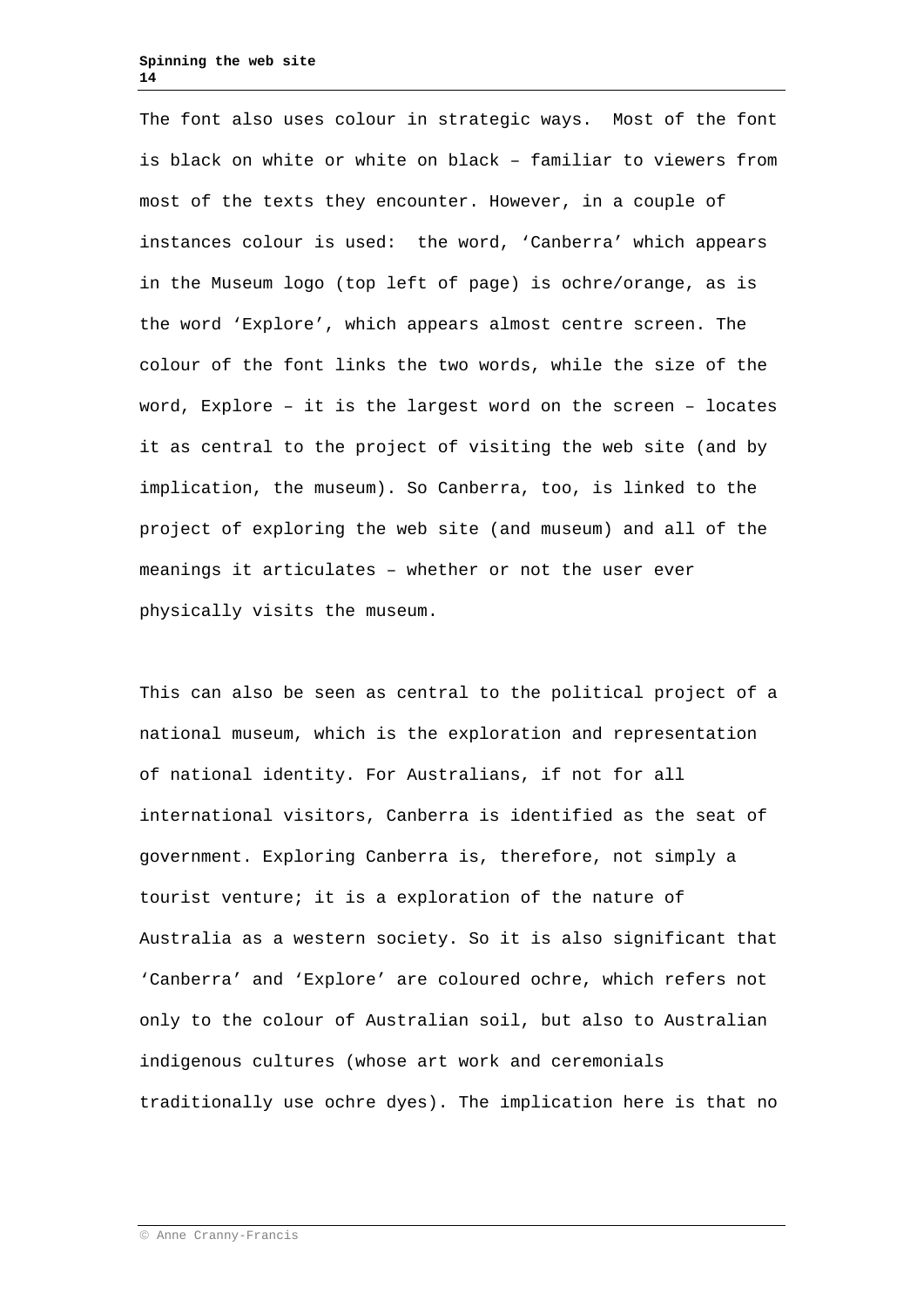The font also uses colour in strategic ways. Most of the font is black on white or white on black – familiar to viewers from most of the texts they encounter. However, in a couple of instances colour is used: the word, 'Canberra' which appears in the Museum logo (top left of page) is ochre/orange, as is the word 'Explore', which appears almost centre screen. The colour of the font links the two words, while the size of the word, Explore – it is the largest word on the screen – locates it as central to the project of visiting the web site (and by implication, the museum). So Canberra, too, is linked to the project of exploring the web site (and museum) and all of the meanings it articulates – whether or not the user ever physically visits the museum.

This can also be seen as central to the political project of a national museum, which is the exploration and representation of national identity. For Australians, if not for all international visitors, Canberra is identified as the seat of government. Exploring Canberra is, therefore, not simply a tourist venture; it is a exploration of the nature of Australia as a western society. So it is also significant that 'Canberra' and 'Explore' are coloured ochre, which refers not only to the colour of Australian soil, but also to Australian indigenous cultures (whose art work and ceremonials traditionally use ochre dyes). The implication here is that no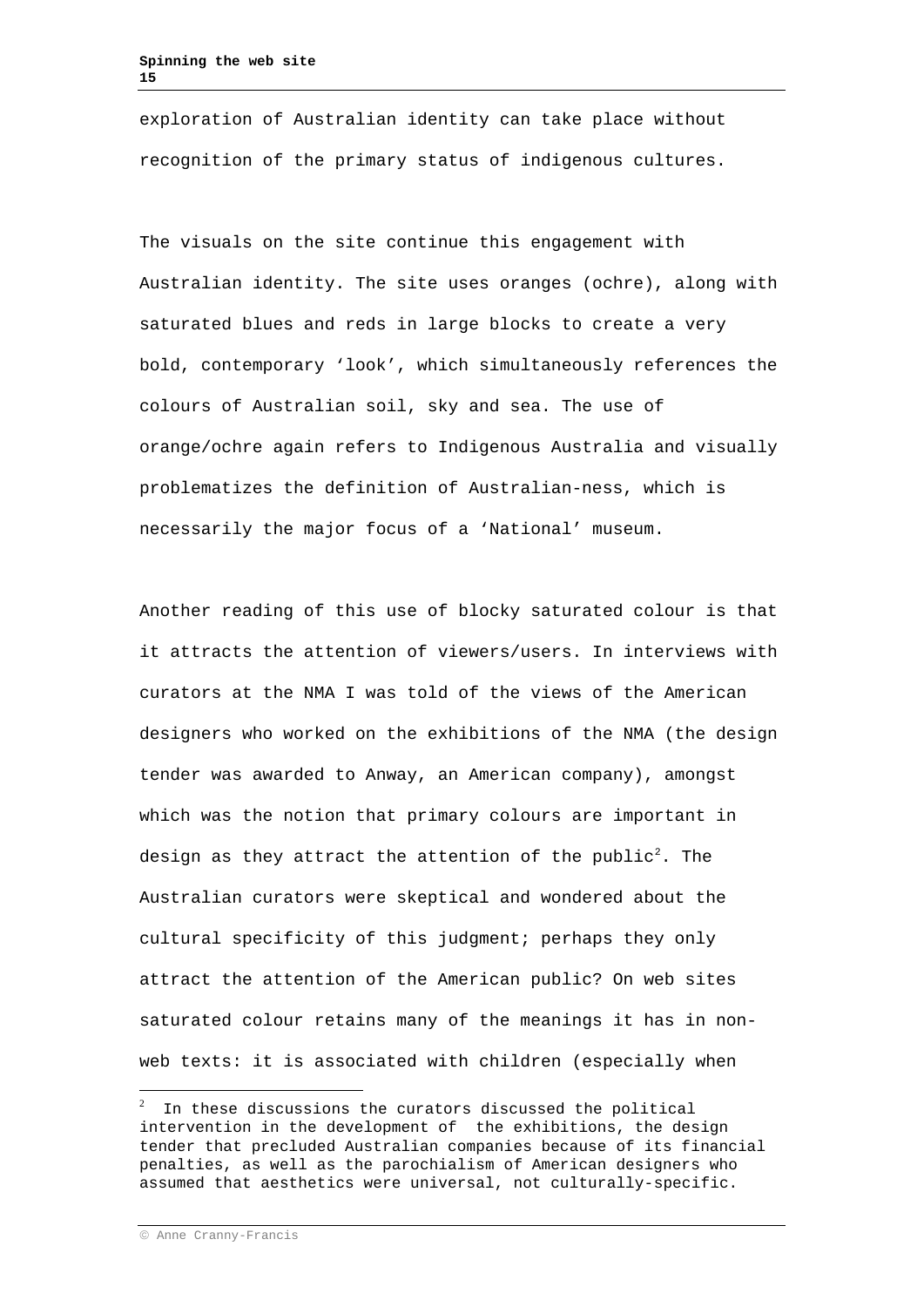exploration of Australian identity can take place without recognition of the primary status of indigenous cultures.

The visuals on the site continue this engagement with Australian identity. The site uses oranges (ochre), along with saturated blues and reds in large blocks to create a very bold, contemporary 'look', which simultaneously references the colours of Australian soil, sky and sea. The use of orange/ochre again refers to Indigenous Australia and visually problematizes the definition of Australian-ness, which is necessarily the major focus of a 'National' museum.

Another reading of this use of blocky saturated colour is that it attracts the attention of viewers/users. In interviews with curators at the NMA I was told of the views of the American designers who worked on the exhibitions of the NMA (the design tender was awarded to Anway, an American company), amongst which was the notion that primary colours are important in design as they attract the attention of the public[2]. The Australian curators were skeptical and wondered about the cultural specificity of this judgment; perhaps they only attract the attention of the American public? On web sites saturated colour retains many of the meanings it has in non-web texts: it is associated with children (especially when

---

[2] In these discussions the curators discussed the political intervention in the development of the exhibitions, the design tender that precluded Australian companies because of its financial penalties, as well as the parochialism of American designers who assumed that aesthetics were universal, not culturally-specific.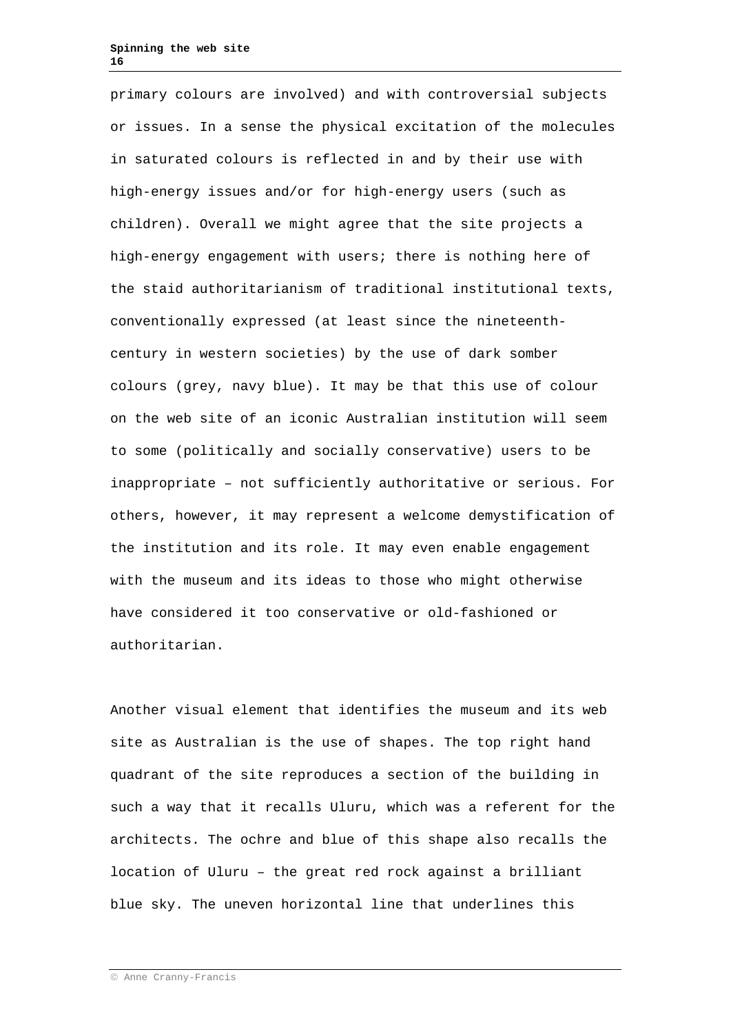primary colours are involved) and with controversial subjects or issues. In a sense the physical excitation of the molecules in saturated colours is reflected in and by their use with high-energy issues and/or for high-energy users (such as children). Overall we might agree that the site projects a high-energy engagement with users; there is nothing here of the staid authoritarianism of traditional institutional texts, conventionally expressed (at least since the nineteenth-century in western societies) by the use of dark somber colours (grey, navy blue). It may be that this use of colour on the web site of an iconic Australian institution will seem to some (politically and socially conservative) users to be inappropriate – not sufficiently authoritative or serious. For others, however, it may represent a welcome demystification of the institution and its role. It may even enable engagement with the museum and its ideas to those who might otherwise have considered it too conservative or old-fashioned or authoritarian.

Another visual element that identifies the museum and its web site as Australian is the use of shapes. The top right hand quadrant of the site reproduces a section of the building in such a way that it recalls Uluru, which was a referent for the architects. The ochre and blue of this shape also recalls the location of Uluru – the great red rock against a brilliant blue sky. The uneven horizontal line that underlines this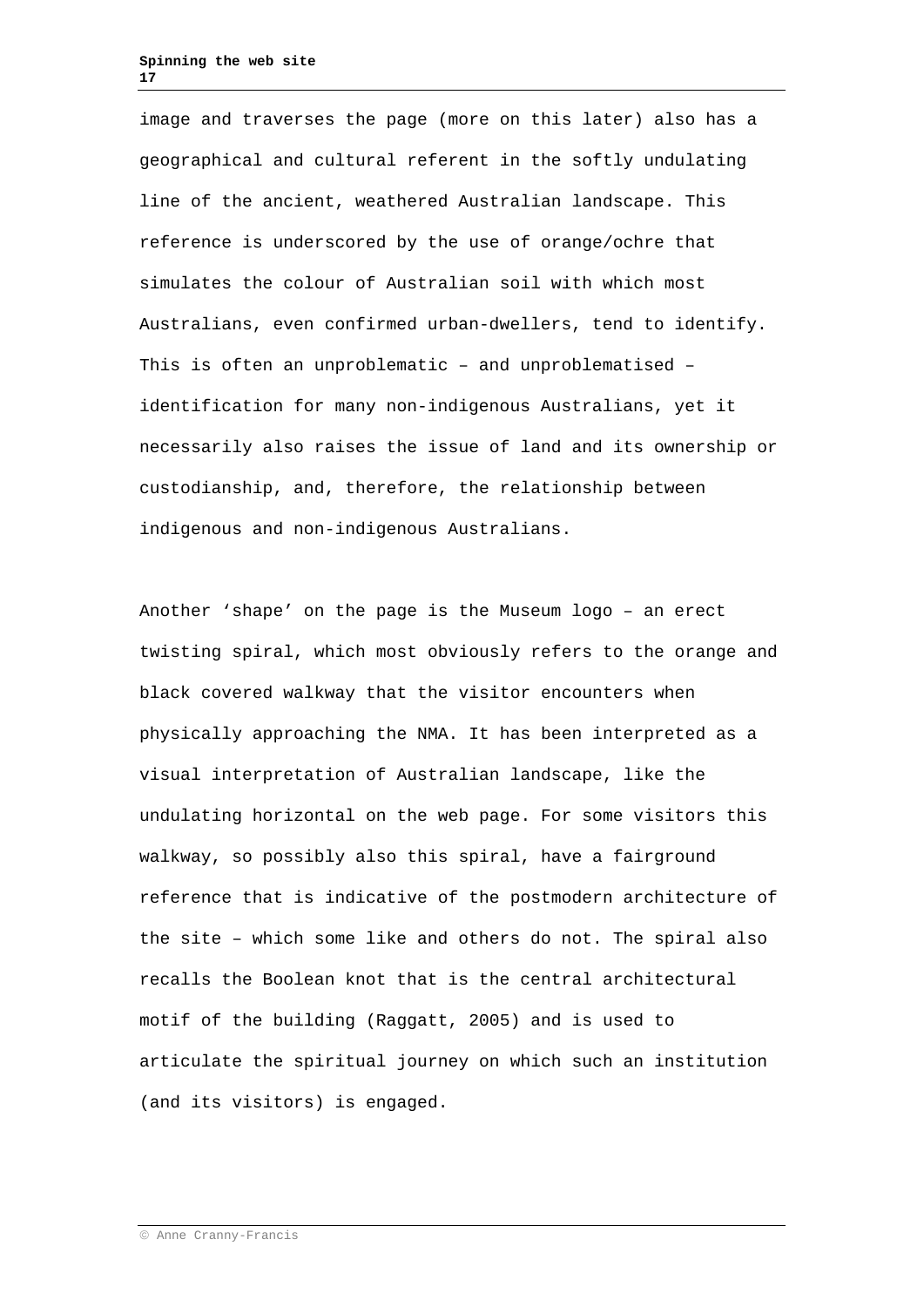image and traverses the page (more on this later) also has a geographical and cultural referent in the softly undulating line of the ancient, weathered Australian landscape. This reference is underscored by the use of orange/ochre that simulates the colour of Australian soil with which most Australians, even confirmed urban-dwellers, tend to identify. This is often an unproblematic – and unproblematised – identification for many non-indigenous Australians, yet it necessarily also raises the issue of land and its ownership or custodianship, and, therefore, the relationship between indigenous and non-indigenous Australians.

Another 'shape' on the page is the Museum logo – an erect twisting spiral, which most obviously refers to the orange and black covered walkway that the visitor encounters when physically approaching the NMA. It has been interpreted as a visual interpretation of Australian landscape, like the undulating horizontal on the web page. For some visitors this walkway, so possibly also this spiral, have a fairground reference that is indicative of the postmodern architecture of the site – which some like and others do not. The spiral also recalls the Boolean knot that is the central architectural motif of the building (Raggatt, 2005) and is used to articulate the spiritual journey on which such an institution (and its visitors) is engaged.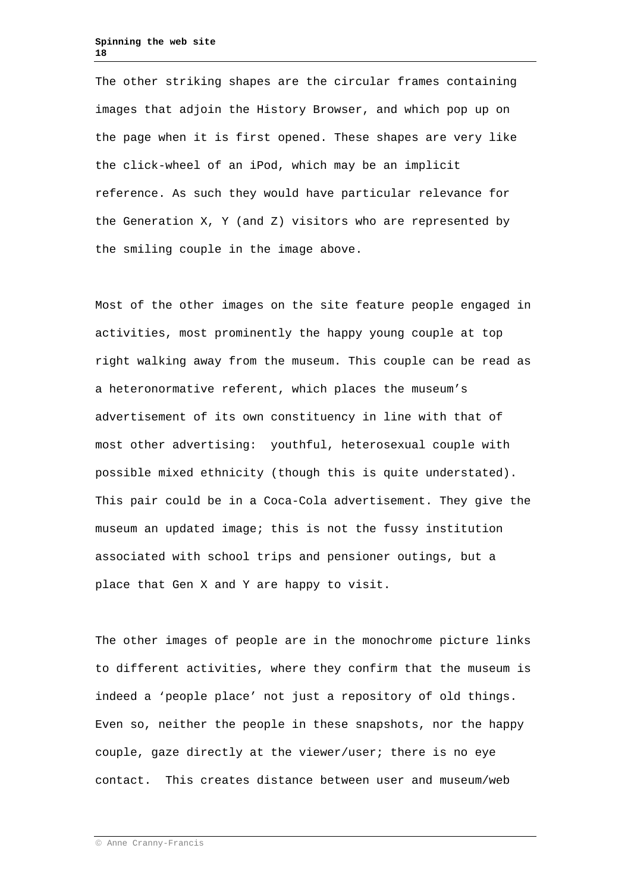The other striking shapes are the circular frames containing images that adjoin the History Browser, and which pop up on the page when it is first opened. These shapes are very like the click-wheel of an iPod, which may be an implicit reference. As such they would have particular relevance for the Generation X, Y (and Z) visitors who are represented by the smiling couple in the image above.

Most of the other images on the site feature people engaged in activities, most prominently the happy young couple at top right walking away from the museum. This couple can be read as a heteronormative referent, which places the museum's advertisement of its own constituency in line with that of most other advertising: youthful, heterosexual couple with possible mixed ethnicity (though this is quite understated). This pair could be in a Coca-Cola advertisement. They give the museum an updated image; this is not the fussy institution associated with school trips and pensioner outings, but a place that Gen X and Y are happy to visit.

The other images of people are in the monochrome picture links to different activities, where they confirm that the museum is indeed a 'people place' not just a repository of old things. Even so, neither the people in these snapshots, nor the happy couple, gaze directly at the viewer/user; there is no eye contact. This creates distance between user and museum/web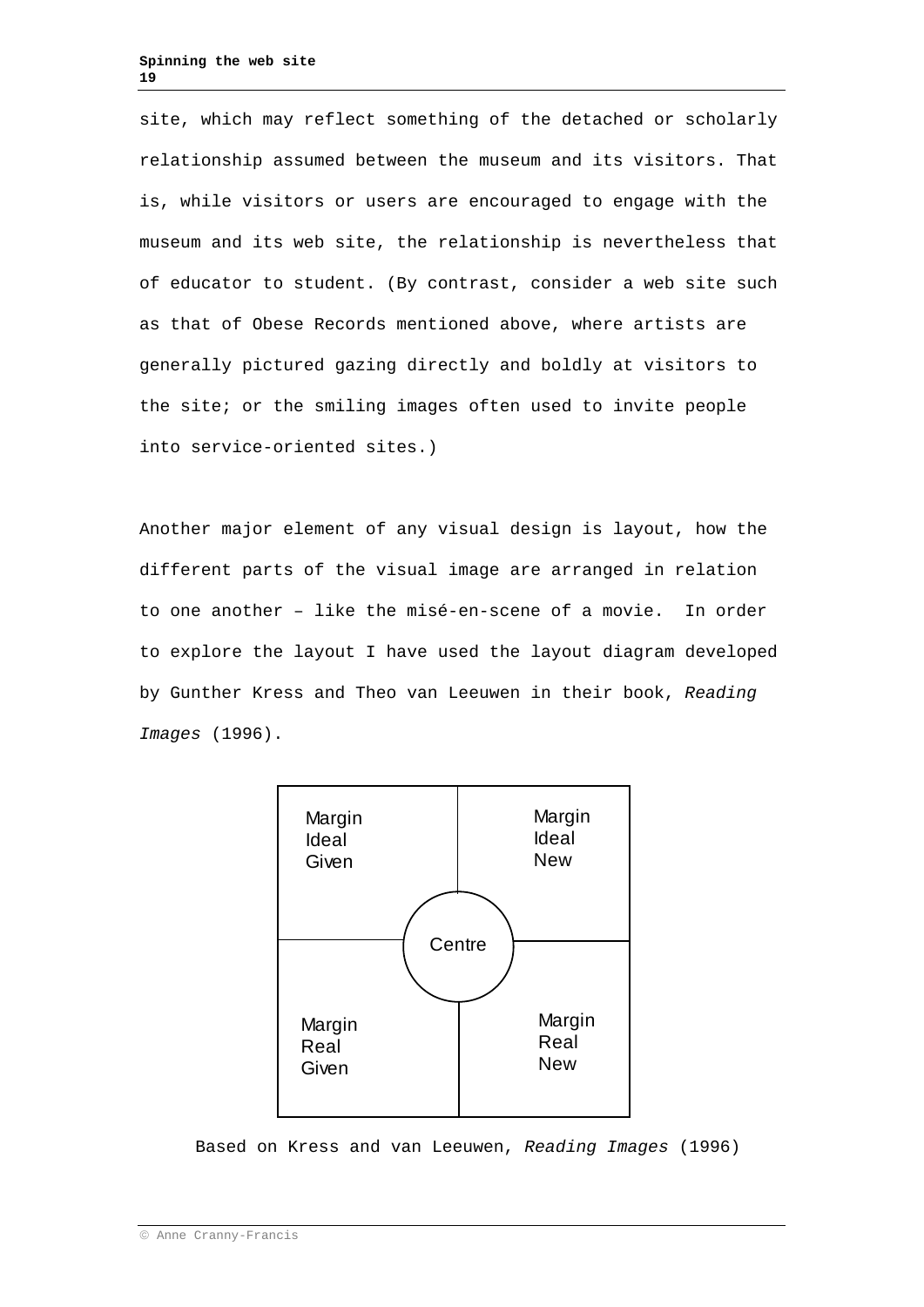site, which may reflect something of the detached or scholarly relationship assumed between the museum and its visitors. That is, while visitors or users are encouraged to engage with the museum and its web site, the relationship is nevertheless that of educator to student. (By contrast, consider a web site such as that of Obese Records mentioned above, where artists are generally pictured gazing directly and boldly at visitors to the site; or the smiling images often used to invite people into service-oriented sites.)

Another major element of any visual design is layout, how the different parts of the visual image are arranged in relation to one another – like the misé-en-scene of a movie. In order to explore the layout I have used the layout diagram developed by Gunther Kress and Theo van Leeuwen in their book, *Reading Images* (1996).

| | |
|---|---|
| Margin Ideal Given | Margin Ideal New |
| Centre | |
| Margin Real Given | Margin Real New |

Based on Kress and van Leeuwen, *Reading Images* (1996)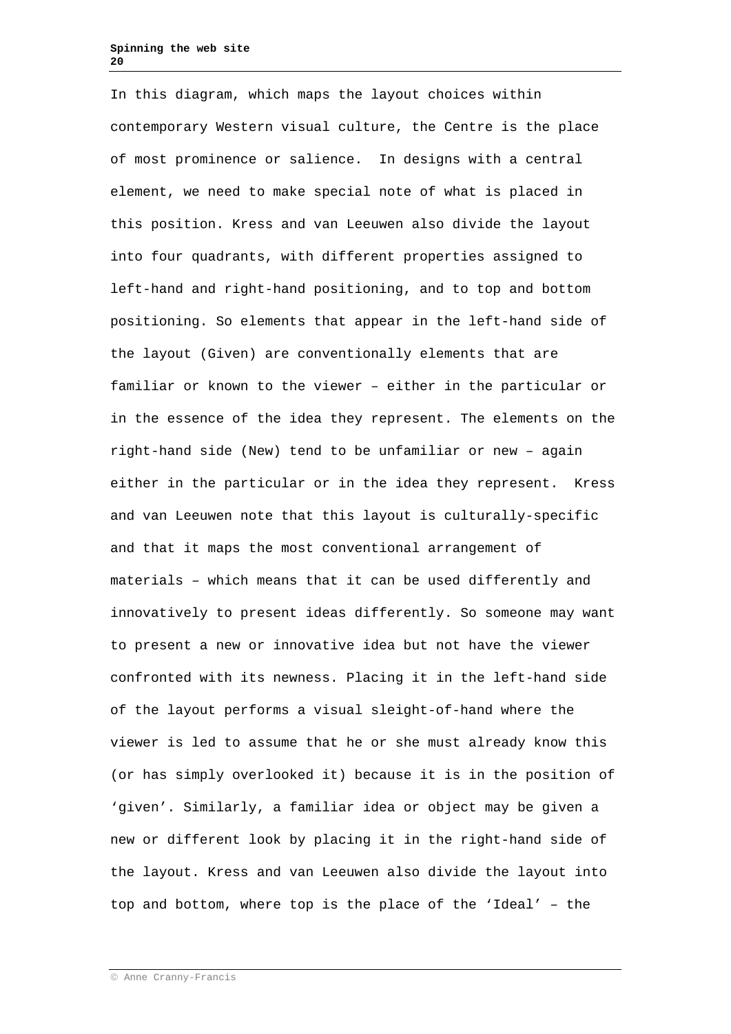In this diagram, which maps the layout choices within contemporary Western visual culture, the Centre is the place of most prominence or salience. In designs with a central element, we need to make special note of what is placed in this position. Kress and van Leeuwen also divide the layout into four quadrants, with different properties assigned to left-hand and right-hand positioning, and to top and bottom positioning. So elements that appear in the left-hand side of the layout (Given) are conventionally elements that are familiar or known to the viewer – either in the particular or in the essence of the idea they represent. The elements on the right-hand side (New) tend to be unfamiliar or new – again either in the particular or in the idea they represent. Kress and van Leeuwen note that this layout is culturally-specific and that it maps the most conventional arrangement of materials – which means that it can be used differently and innovatively to present ideas differently. So someone may want to present a new or innovative idea but not have the viewer confronted with its newness. Placing it in the left-hand side of the layout performs a visual sleight-of-hand where the viewer is led to assume that he or she must already know this (or has simply overlooked it) because it is in the position of 'given'. Similarly, a familiar idea or object may be given a new or different look by placing it in the right-hand side of the layout. Kress and van Leeuwen also divide the layout into top and bottom, where top is the place of the 'Ideal' – the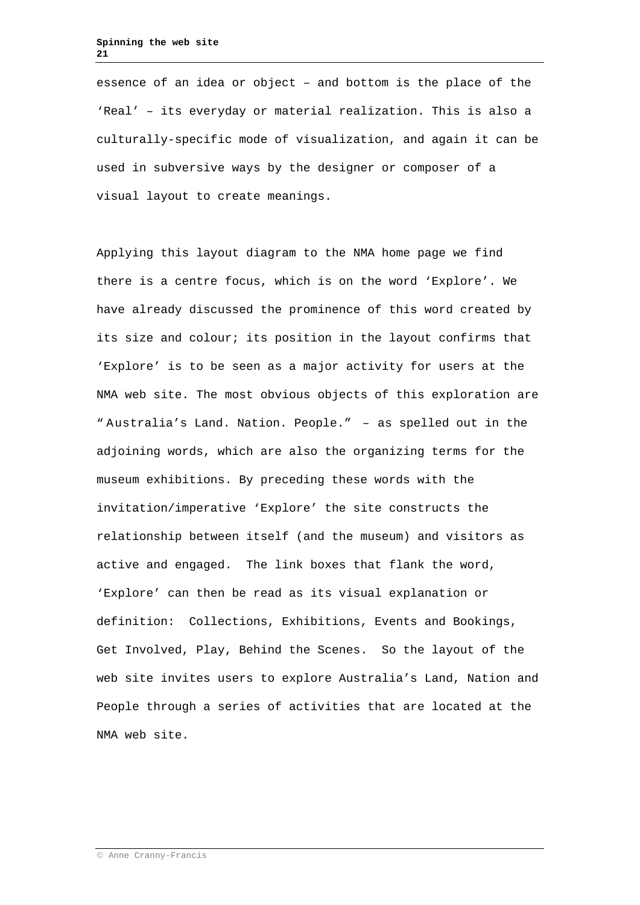essence of an idea or object – and bottom is the place of the 'Real' – its everyday or material realization. This is also a culturally-specific mode of visualization, and again it can be used in subversive ways by the designer or composer of a visual layout to create meanings.

Applying this layout diagram to the NMA home page we find there is a centre focus, which is on the word 'Explore'. We have already discussed the prominence of this word created by its size and colour; its position in the layout confirms that 'Explore' is to be seen as a major activity for users at the NMA web site. The most obvious objects of this exploration are " Australia's Land. Nation. People." – as spelled out in the adjoining words, which are also the organizing terms for the museum exhibitions. By preceding these words with the invitation/imperative 'Explore' the site constructs the relationship between itself (and the museum) and visitors as active and engaged. The link boxes that flank the word, 'Explore' can then be read as its visual explanation or definition: Collections, Exhibitions, Events and Bookings, Get Involved, Play, Behind the Scenes. So the layout of the web site invites users to explore Australia's Land, Nation and People through a series of activities that are located at the NMA web site.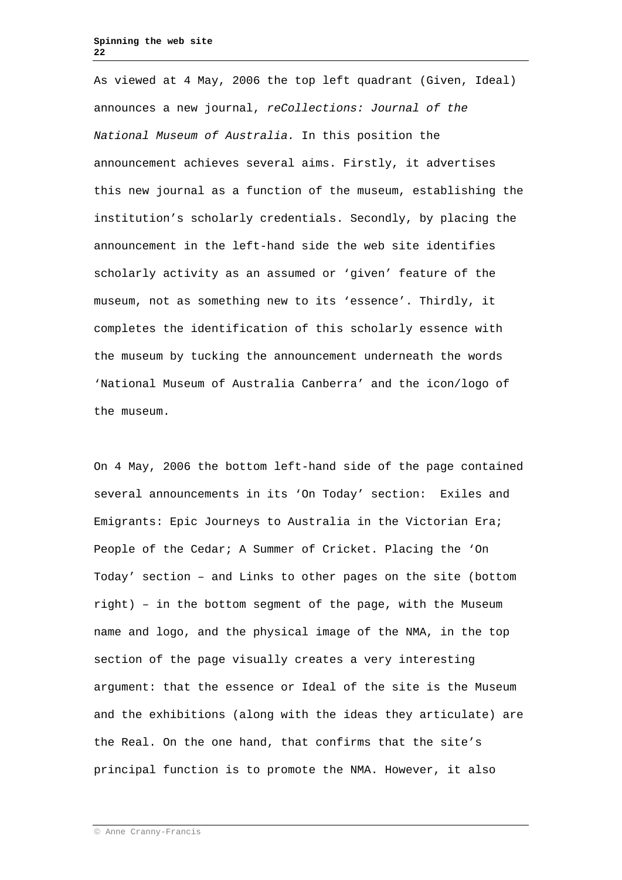As viewed at 4 May, 2006 the top left quadrant (Given, Ideal) announces a new journal, *reCollections: Journal of the National Museum of Australia.* In this position the announcement achieves several aims. Firstly, it advertises this new journal as a function of the museum, establishing the institution's scholarly credentials. Secondly, by placing the announcement in the left-hand side the web site identifies scholarly activity as an assumed or 'given' feature of the museum, not as something new to its 'essence'. Thirdly, it completes the identification of this scholarly essence with the museum by tucking the announcement underneath the words 'National Museum of Australia Canberra' and the icon/logo of the museum.

On 4 May, 2006 the bottom left-hand side of the page contained several announcements in its 'On Today' section: Exiles and Emigrants: Epic Journeys to Australia in the Victorian Era; People of the Cedar; A Summer of Cricket. Placing the 'On Today' section – and Links to other pages on the site (bottom right) – in the bottom segment of the page, with the Museum name and logo, and the physical image of the NMA, in the top section of the page visually creates a very interesting argument: that the essence or Ideal of the site is the Museum and the exhibitions (along with the ideas they articulate) are the Real. On the one hand, that confirms that the site's principal function is to promote the NMA. However, it also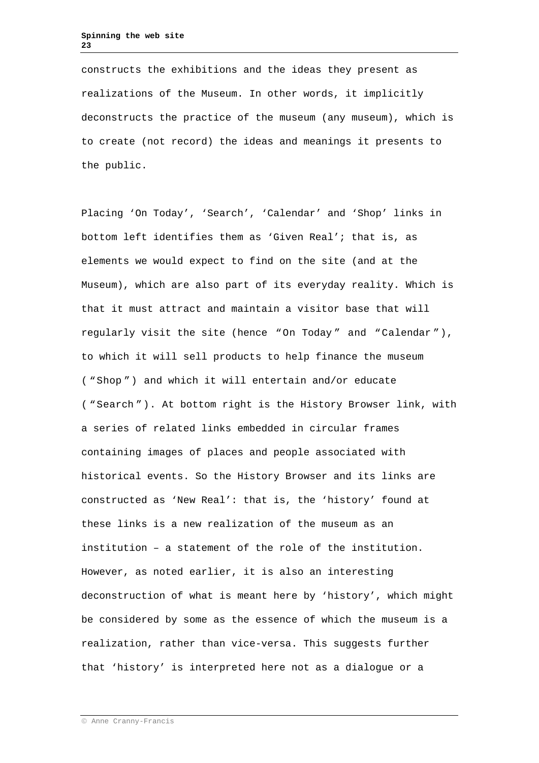constructs the exhibitions and the ideas they present as realizations of the Museum. In other words, it implicitly deconstructs the practice of the museum (any museum), which is to create (not record) the ideas and meanings it presents to the public.

Placing 'On Today', 'Search', 'Calendar' and 'Shop' links in bottom left identifies them as 'Given Real'; that is, as elements we would expect to find on the site (and at the Museum), which are also part of its everyday reality. Which is that it must attract and maintain a visitor base that will regularly visit the site (hence "On Today" and "Calendar"), to which it will sell products to help finance the museum ("Shop") and which it will entertain and/or educate ("Search"). At bottom right is the History Browser link, with a series of related links embedded in circular frames containing images of places and people associated with historical events. So the History Browser and its links are constructed as 'New Real': that is, the 'history' found at these links is a new realization of the museum as an institution – a statement of the role of the institution. However, as noted earlier, it is also an interesting deconstruction of what is meant here by 'history', which might be considered by some as the essence of which the museum is a realization, rather than vice-versa. This suggests further that 'history' is interpreted here not as a dialogue or a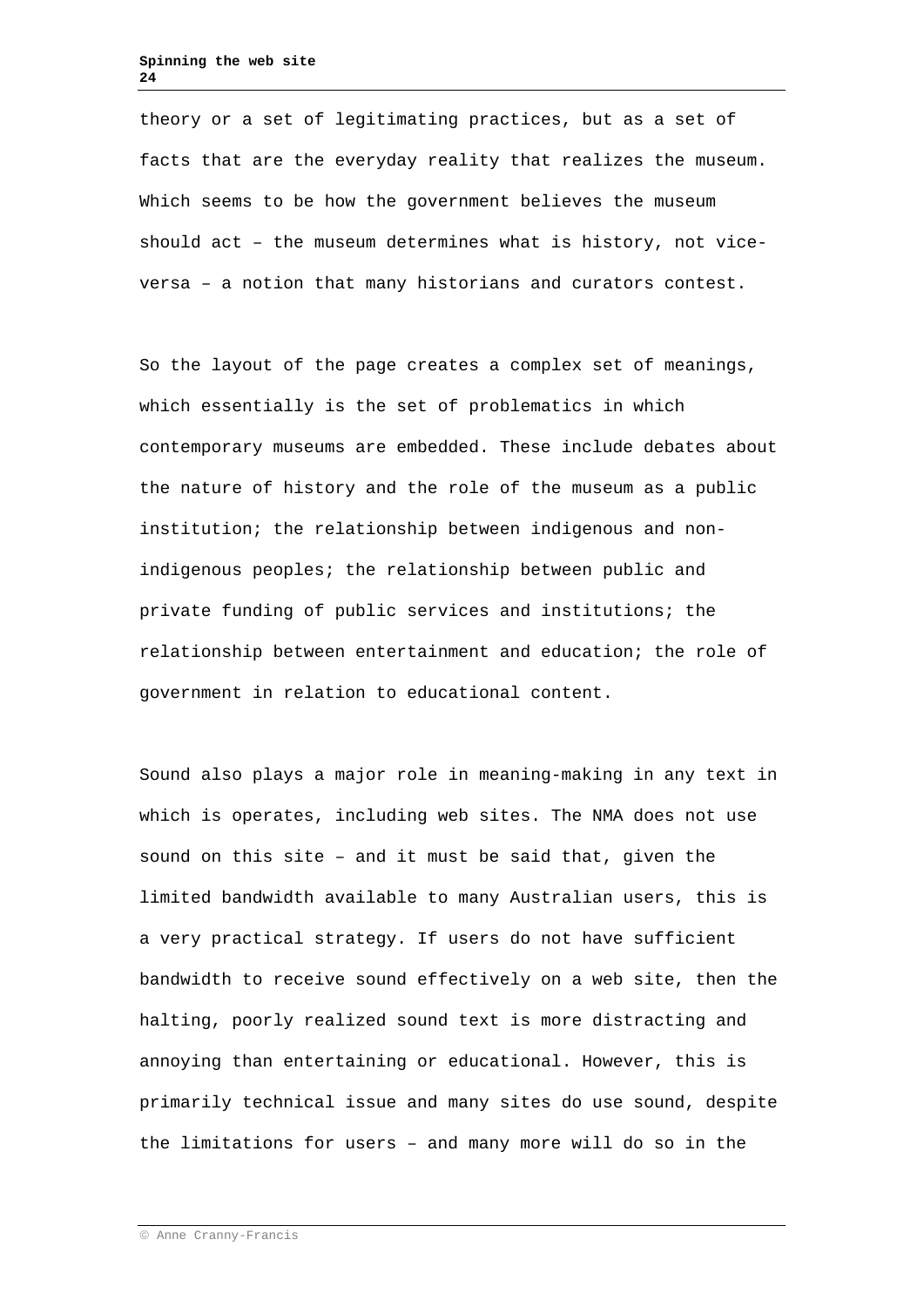theory or a set of legitimating practices, but as a set of facts that are the everyday reality that realizes the museum. Which seems to be how the government believes the museum should act – the museum determines what is history, not vice-versa – a notion that many historians and curators contest.

So the layout of the page creates a complex set of meanings, which essentially is the set of problematics in which contemporary museums are embedded. These include debates about the nature of history and the role of the museum as a public institution; the relationship between indigenous and non-indigenous peoples; the relationship between public and private funding of public services and institutions; the relationship between entertainment and education; the role of government in relation to educational content.

Sound also plays a major role in meaning-making in any text in which is operates, including web sites. The NMA does not use sound on this site – and it must be said that, given the limited bandwidth available to many Australian users, this is a very practical strategy. If users do not have sufficient bandwidth to receive sound effectively on a web site, then the halting, poorly realized sound text is more distracting and annoying than entertaining or educational. However, this is primarily technical issue and many sites do use sound, despite the limitations for users – and many more will do so in the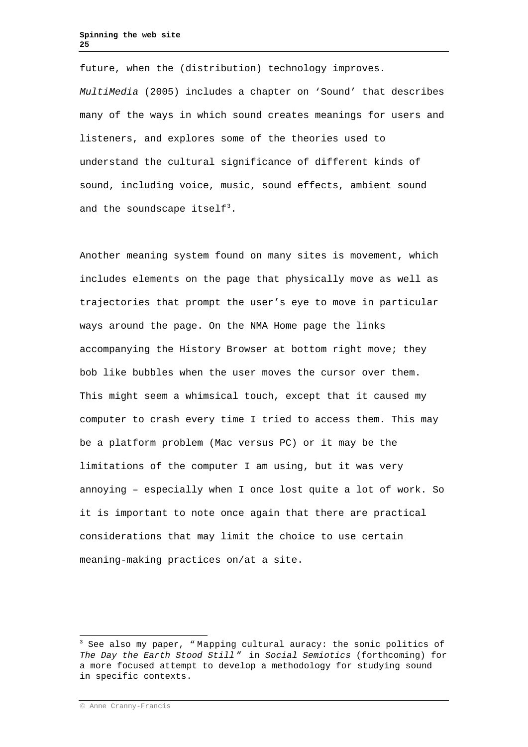future, when the (distribution) technology improves. *MultiMedia* (2005) includes a chapter on 'Sound' that describes many of the ways in which sound creates meanings for users and listeners, and explores some of the theories used to understand the cultural significance of different kinds of sound, including voice, music, sound effects, ambient sound and the soundscape itself[3].

Another meaning system found on many sites is movement, which includes elements on the page that physically move as well as trajectories that prompt the user's eye to move in particular ways around the page. On the NMA Home page the links accompanying the History Browser at bottom right move; they bob like bubbles when the user moves the cursor over them. This might seem a whimsical touch, except that it caused my computer to crash every time I tried to access them. This may be a platform problem (Mac versus PC) or it may be the limitations of the computer I am using, but it was very annoying – especially when I once lost quite a lot of work. So it is important to note once again that there are practical considerations that may limit the choice to use certain meaning-making practices on/at a site.

---

[3] See also my paper, "Mapping cultural auracy: the sonic politics of *The Day the Earth Stood Still*" in *Social Semiotics* (forthcoming) for a more focused attempt to develop a methodology for studying sound in specific contexts.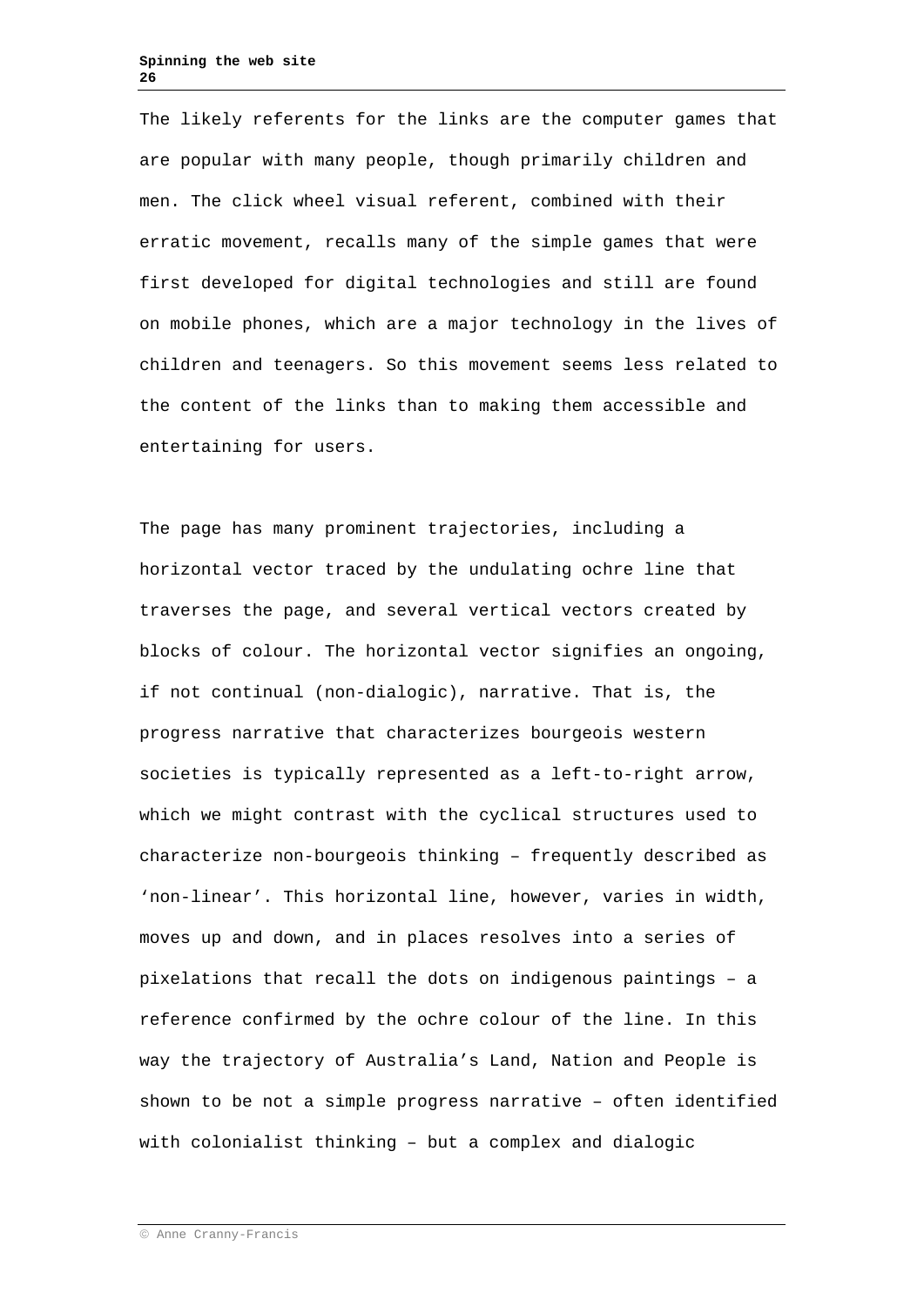The likely referents for the links are the computer games that are popular with many people, though primarily children and men. The click wheel visual referent, combined with their erratic movement, recalls many of the simple games that were first developed for digital technologies and still are found on mobile phones, which are a major technology in the lives of children and teenagers. So this movement seems less related to the content of the links than to making them accessible and entertaining for users.

The page has many prominent trajectories, including a horizontal vector traced by the undulating ochre line that traverses the page, and several vertical vectors created by blocks of colour. The horizontal vector signifies an ongoing, if not continual (non-dialogic), narrative. That is, the progress narrative that characterizes bourgeois western societies is typically represented as a left-to-right arrow, which we might contrast with the cyclical structures used to characterize non-bourgeois thinking – frequently described as 'non-linear'. This horizontal line, however, varies in width, moves up and down, and in places resolves into a series of pixelations that recall the dots on indigenous paintings – a reference confirmed by the ochre colour of the line. In this way the trajectory of Australia's Land, Nation and People is shown to be not a simple progress narrative – often identified with colonialist thinking – but a complex and dialogic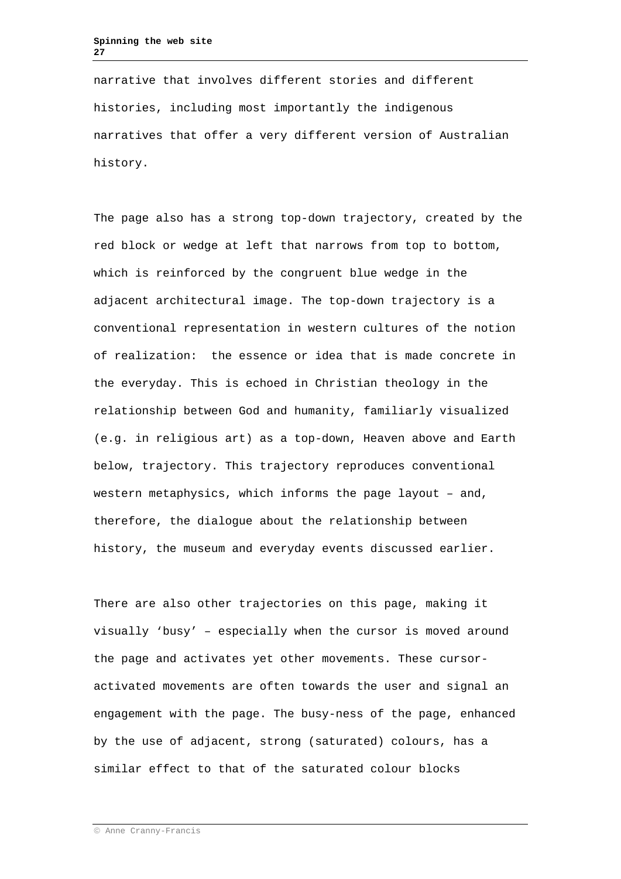narrative that involves different stories and different histories, including most importantly the indigenous narratives that offer a very different version of Australian history.

The page also has a strong top-down trajectory, created by the red block or wedge at left that narrows from top to bottom, which is reinforced by the congruent blue wedge in the adjacent architectural image. The top-down trajectory is a conventional representation in western cultures of the notion of realization:  the essence or idea that is made concrete in the everyday. This is echoed in Christian theology in the relationship between God and humanity, familiarly visualized (e.g. in religious art) as a top-down, Heaven above and Earth below, trajectory. This trajectory reproduces conventional western metaphysics, which informs the page layout – and, therefore, the dialogue about the relationship between history, the museum and everyday events discussed earlier.

There are also other trajectories on this page, making it visually 'busy' – especially when the cursor is moved around the page and activates yet other movements. These cursor-activated movements are often towards the user and signal an engagement with the page. The busy-ness of the page, enhanced by the use of adjacent, strong (saturated) colours, has a similar effect to that of the saturated colour blocks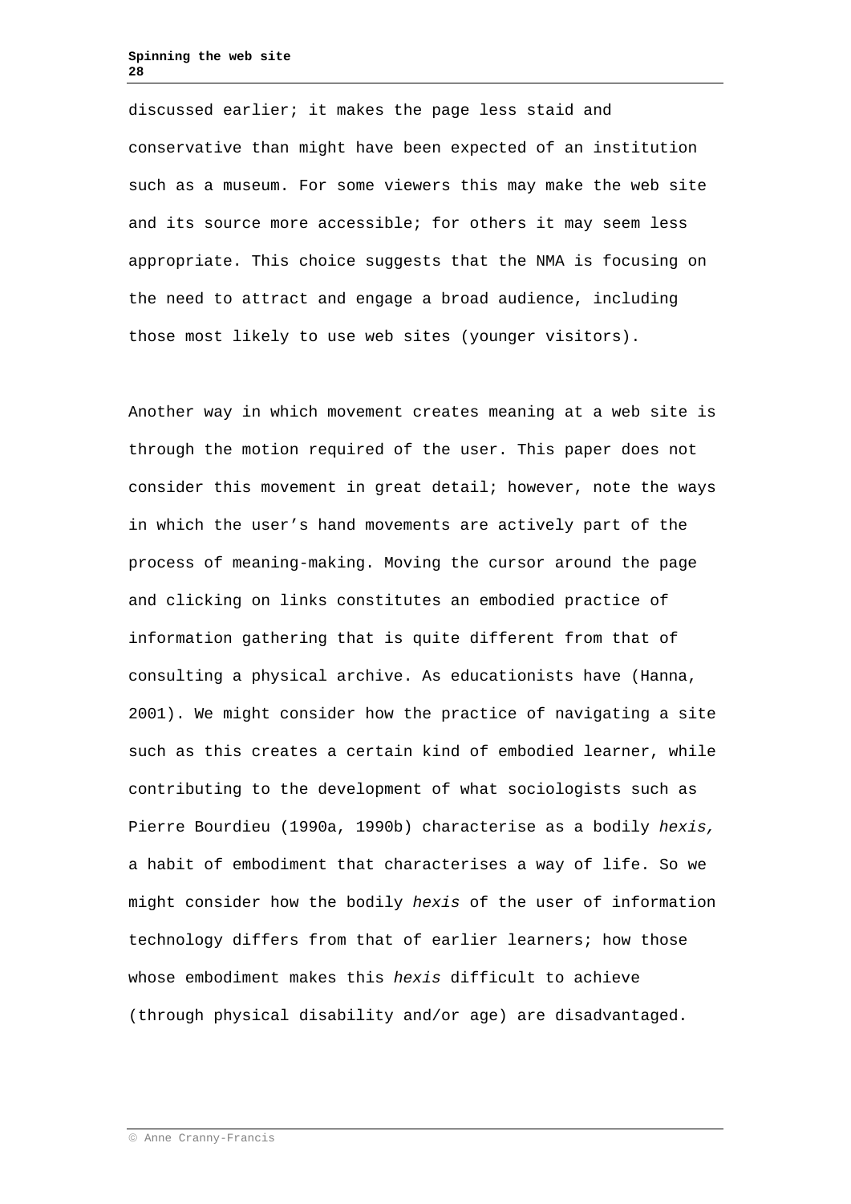discussed earlier; it makes the page less staid and conservative than might have been expected of an institution such as a museum. For some viewers this may make the web site and its source more accessible; for others it may seem less appropriate. This choice suggests that the NMA is focusing on the need to attract and engage a broad audience, including those most likely to use web sites (younger visitors).

Another way in which movement creates meaning at a web site is through the motion required of the user. This paper does not consider this movement in great detail; however, note the ways in which the user's hand movements are actively part of the process of meaning-making. Moving the cursor around the page and clicking on links constitutes an embodied practice of information gathering that is quite different from that of consulting a physical archive. As educationists have (Hanna, 2001). We might consider how the practice of navigating a site such as this creates a certain kind of embodied learner, while contributing to the development of what sociologists such as Pierre Bourdieu (1990a, 1990b) characterise as a bodily *hexis,* a habit of embodiment that characterises a way of life. So we might consider how the bodily *hexis* of the user of information technology differs from that of earlier learners; how those whose embodiment makes this *hexis* difficult to achieve (through physical disability and/or age) are disadvantaged.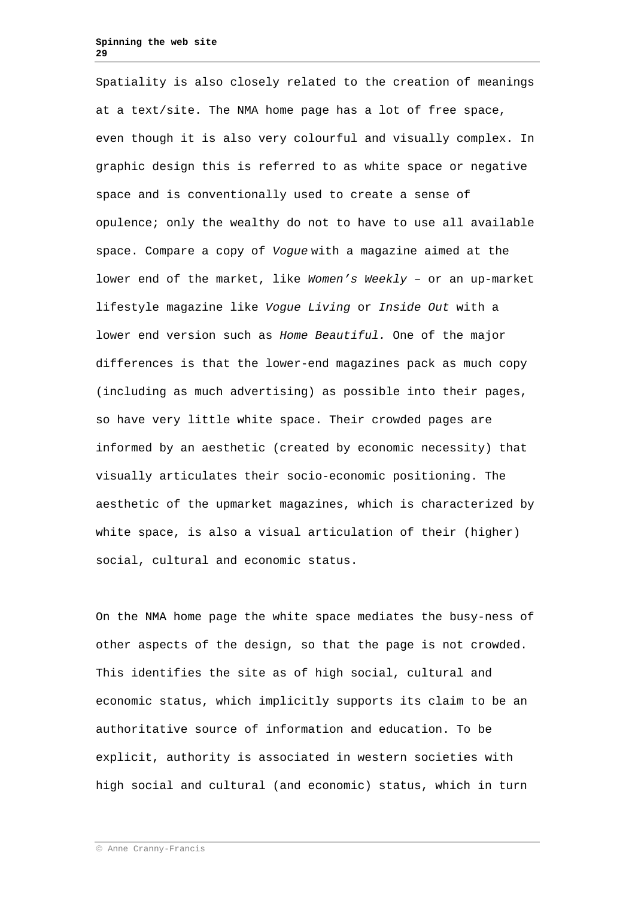Spatiality is also closely related to the creation of meanings at a text/site. The NMA home page has a lot of free space, even though it is also very colourful and visually complex. In graphic design this is referred to as white space or negative space and is conventionally used to create a sense of opulence; only the wealthy do not to have to use all available space. Compare a copy of *Vogue* with a magazine aimed at the lower end of the market, like *Women's Weekly* – or an up-market lifestyle magazine like *Vogue Living* or *Inside Out* with a lower end version such as *Home Beautiful.* One of the major differences is that the lower-end magazines pack as much copy (including as much advertising) as possible into their pages, so have very little white space. Their crowded pages are informed by an aesthetic (created by economic necessity) that visually articulates their socio-economic positioning. The aesthetic of the upmarket magazines, which is characterized by white space, is also a visual articulation of their (higher) social, cultural and economic status.

On the NMA home page the white space mediates the busy-ness of other aspects of the design, so that the page is not crowded. This identifies the site as of high social, cultural and economic status, which implicitly supports its claim to be an authoritative source of information and education. To be explicit, authority is associated in western societies with high social and cultural (and economic) status, which in turn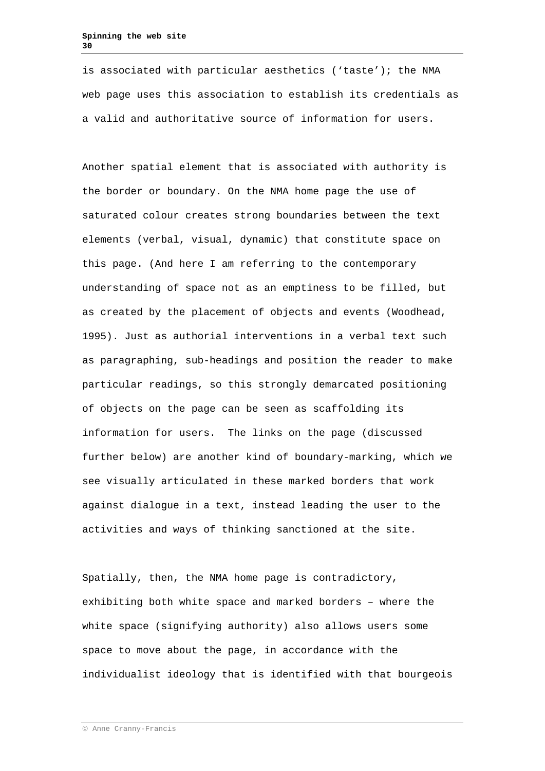is associated with particular aesthetics (‘taste’); the NMA web page uses this association to establish its credentials as a valid and authoritative source of information for users.

Another spatial element that is associated with authority is the border or boundary. On the NMA home page the use of saturated colour creates strong boundaries between the text elements (verbal, visual, dynamic) that constitute space on this page. (And here I am referring to the contemporary understanding of space not as an emptiness to be filled, but as created by the placement of objects and events (Woodhead, 1995). Just as authorial interventions in a verbal text such as paragraphing, sub-headings and position the reader to make particular readings, so this strongly demarcated positioning of objects on the page can be seen as scaffolding its information for users.  The links on the page (discussed further below) are another kind of boundary-marking, which we see visually articulated in these marked borders that work against dialogue in a text, instead leading the user to the activities and ways of thinking sanctioned at the site.

Spatially, then, the NMA home page is contradictory, exhibiting both white space and marked borders – where the white space (signifying authority) also allows users some space to move about the page, in accordance with the individualist ideology that is identified with that bourgeois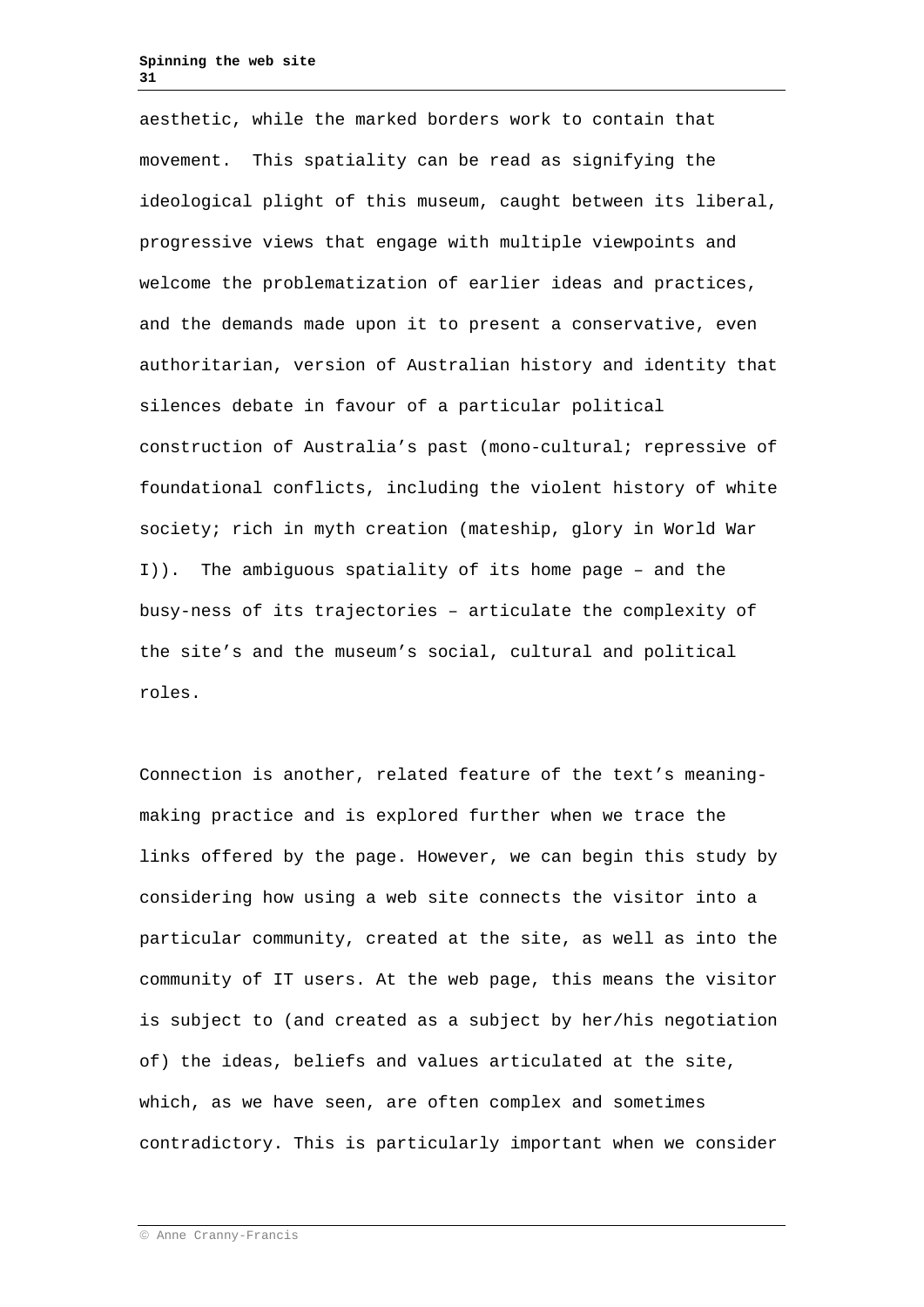aesthetic, while the marked borders work to contain that movement. This spatiality can be read as signifying the ideological plight of this museum, caught between its liberal, progressive views that engage with multiple viewpoints and welcome the problematization of earlier ideas and practices, and the demands made upon it to present a conservative, even authoritarian, version of Australian history and identity that silences debate in favour of a particular political construction of Australia's past (mono-cultural; repressive of foundational conflicts, including the violent history of white society; rich in myth creation (mateship, glory in World War I)). The ambiguous spatiality of its home page – and the busy-ness of its trajectories – articulate the complexity of the site's and the museum's social, cultural and political roles.

Connection is another, related feature of the text's meaning-making practice and is explored further when we trace the links offered by the page. However, we can begin this study by considering how using a web site connects the visitor into a particular community, created at the site, as well as into the community of IT users. At the web page, this means the visitor is subject to (and created as a subject by her/his negotiation of) the ideas, beliefs and values articulated at the site, which, as we have seen, are often complex and sometimes contradictory. This is particularly important when we consider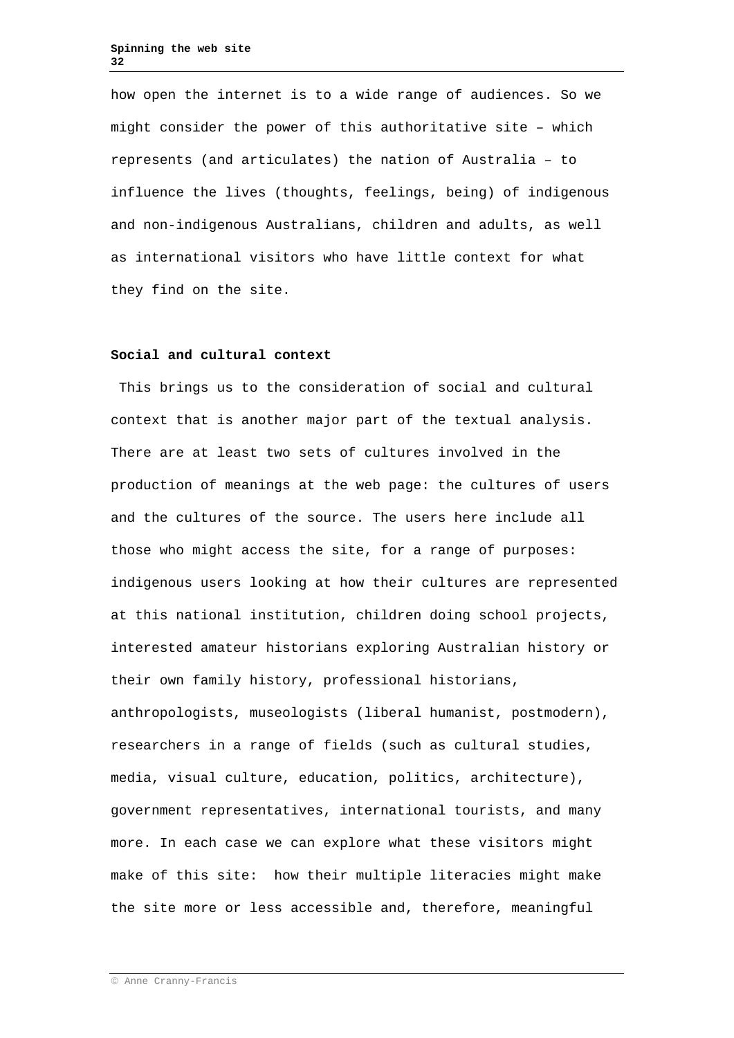how open the internet is to a wide range of audiences. So we might consider the power of this authoritative site – which represents (and articulates) the nation of Australia – to influence the lives (thoughts, feelings, being) of indigenous and non-indigenous Australians, children and adults, as well as international visitors who have little context for what they find on the site.

**Social and cultural context**

This brings us to the consideration of social and cultural context that is another major part of the textual analysis. There are at least two sets of cultures involved in the production of meanings at the web page: the cultures of users and the cultures of the source. The users here include all those who might access the site, for a range of purposes: indigenous users looking at how their cultures are represented at this national institution, children doing school projects, interested amateur historians exploring Australian history or their own family history, professional historians, anthropologists, museologists (liberal humanist, postmodern), researchers in a range of fields (such as cultural studies, media, visual culture, education, politics, architecture), government representatives, international tourists, and many more. In each case we can explore what these visitors might make of this site: how their multiple literacies might make the site more or less accessible and, therefore, meaningful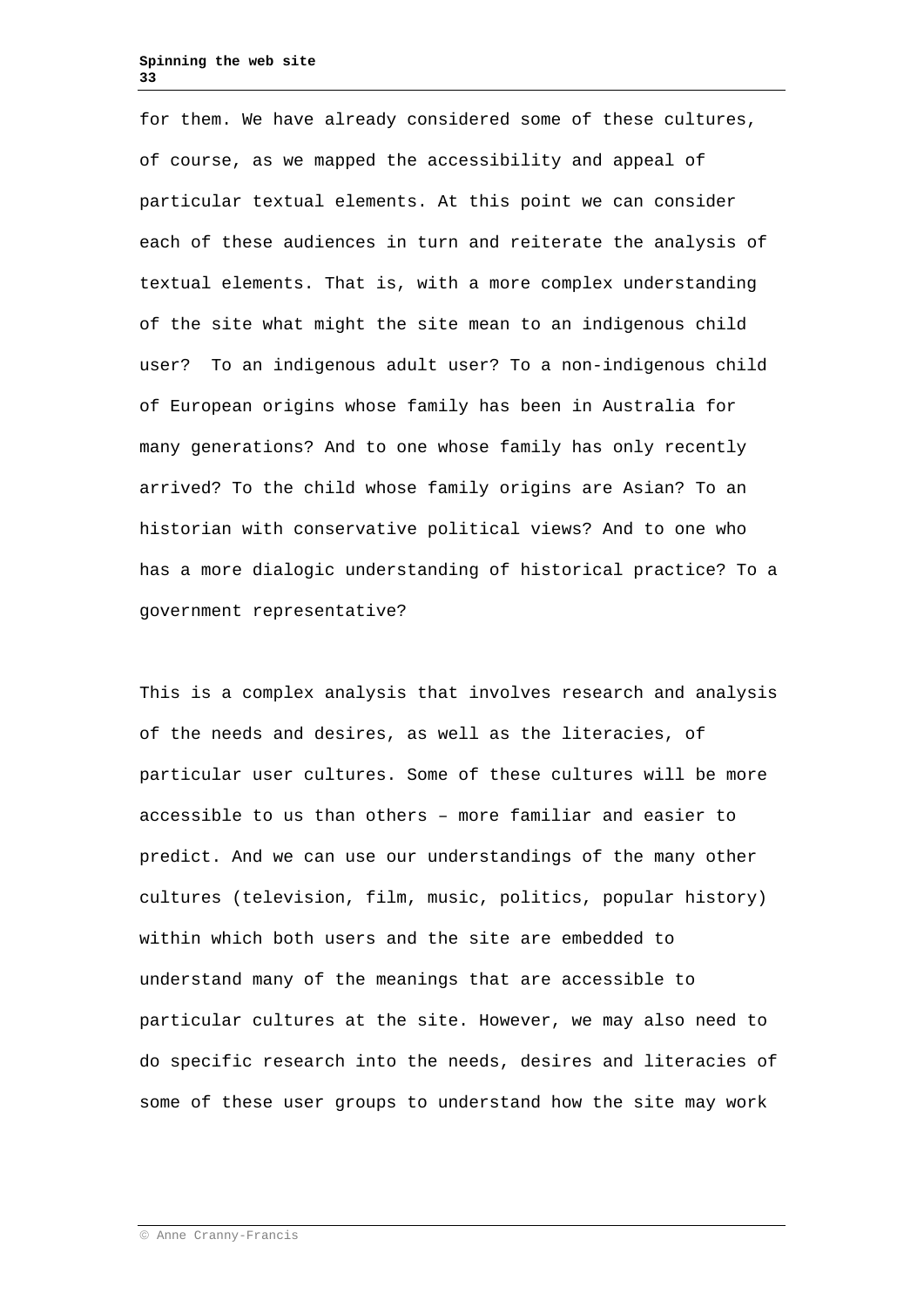for them. We have already considered some of these cultures, of course, as we mapped the accessibility and appeal of particular textual elements. At this point we can consider each of these audiences in turn and reiterate the analysis of textual elements. That is, with a more complex understanding of the site what might the site mean to an indigenous child user? To an indigenous adult user? To a non-indigenous child of European origins whose family has been in Australia for many generations? And to one whose family has only recently arrived? To the child whose family origins are Asian? To an historian with conservative political views? And to one who has a more dialogic understanding of historical practice? To a government representative?

This is a complex analysis that involves research and analysis of the needs and desires, as well as the literacies, of particular user cultures. Some of these cultures will be more accessible to us than others – more familiar and easier to predict. And we can use our understandings of the many other cultures (television, film, music, politics, popular history) within which both users and the site are embedded to understand many of the meanings that are accessible to particular cultures at the site. However, we may also need to do specific research into the needs, desires and literacies of some of these user groups to understand how the site may work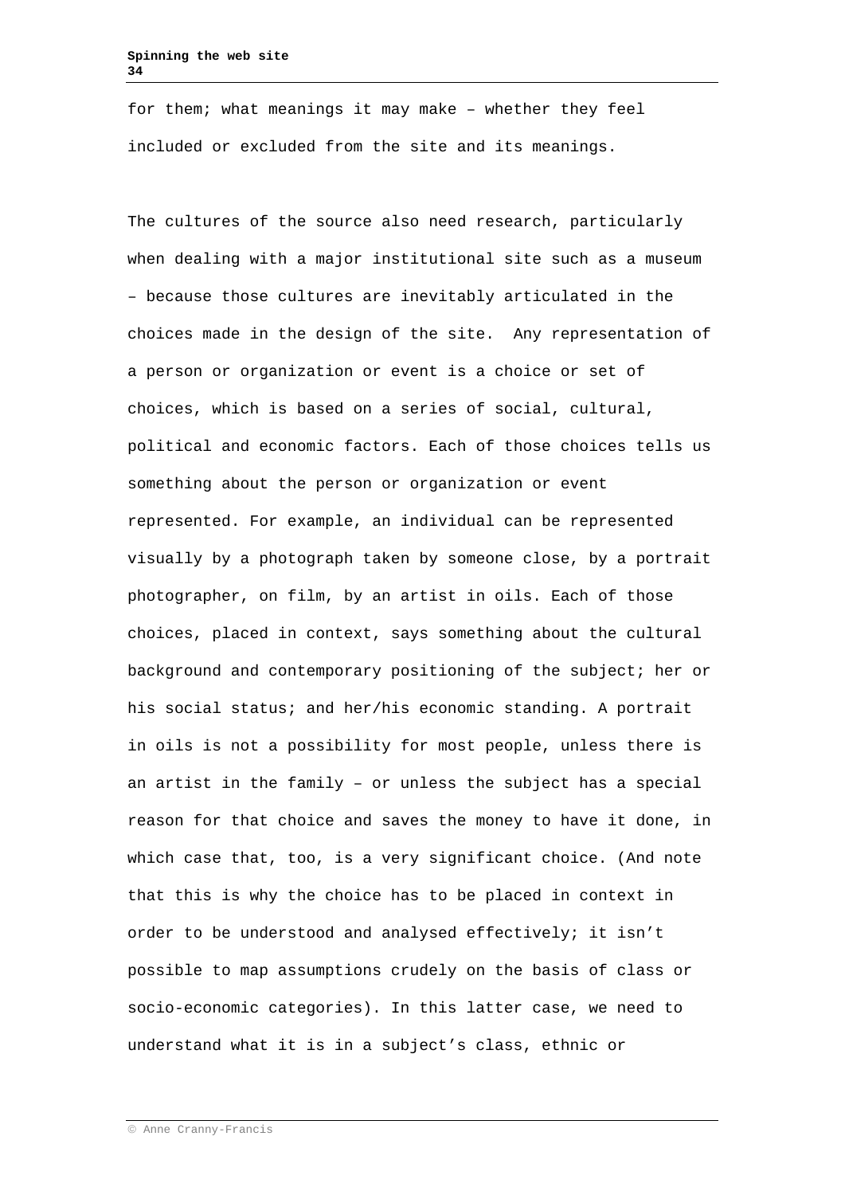for them; what meanings it may make – whether they feel included or excluded from the site and its meanings.

The cultures of the source also need research, particularly when dealing with a major institutional site such as a museum – because those cultures are inevitably articulated in the choices made in the design of the site. Any representation of a person or organization or event is a choice or set of choices, which is based on a series of social, cultural, political and economic factors. Each of those choices tells us something about the person or organization or event represented. For example, an individual can be represented visually by a photograph taken by someone close, by a portrait photographer, on film, by an artist in oils. Each of those choices, placed in context, says something about the cultural background and contemporary positioning of the subject; her or his social status; and her/his economic standing. A portrait in oils is not a possibility for most people, unless there is an artist in the family – or unless the subject has a special reason for that choice and saves the money to have it done, in which case that, too, is a very significant choice. (And note that this is why the choice has to be placed in context in order to be understood and analysed effectively; it isn't possible to map assumptions crudely on the basis of class or socio-economic categories). In this latter case, we need to understand what it is in a subject's class, ethnic or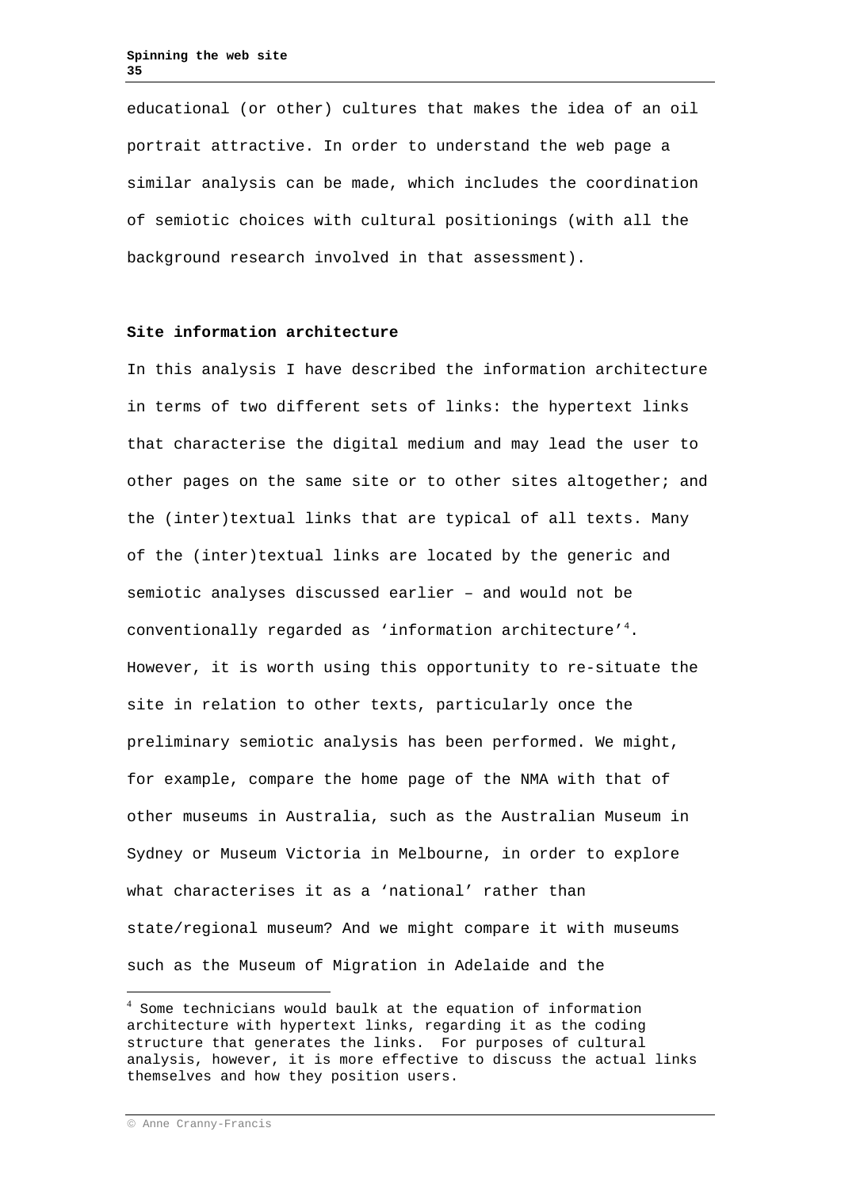educational (or other) cultures that makes the idea of an oil portrait attractive. In order to understand the web page a similar analysis can be made, which includes the coordination of semiotic choices with cultural positionings (with all the background research involved in that assessment).

**Site information architecture**

In this analysis I have described the information architecture in terms of two different sets of links: the hypertext links that characterise the digital medium and may lead the user to other pages on the same site or to other sites altogether; and the (inter)textual links that are typical of all texts. Many of the (inter)textual links are located by the generic and semiotic analyses discussed earlier – and would not be conventionally regarded as 'information architecture'[4]. However, it is worth using this opportunity to re-situate the site in relation to other texts, particularly once the preliminary semiotic analysis has been performed. We might, for example, compare the home page of the NMA with that of other museums in Australia, such as the Australian Museum in Sydney or Museum Victoria in Melbourne, in order to explore what characterises it as a 'national' rather than state/regional museum? And we might compare it with museums such as the Museum of Migration in Adelaide and the

---

[4] Some technicians would baulk at the equation of information architecture with hypertext links, regarding it as the coding structure that generates the links. For purposes of cultural analysis, however, it is more effective to discuss the actual links themselves and how they position users.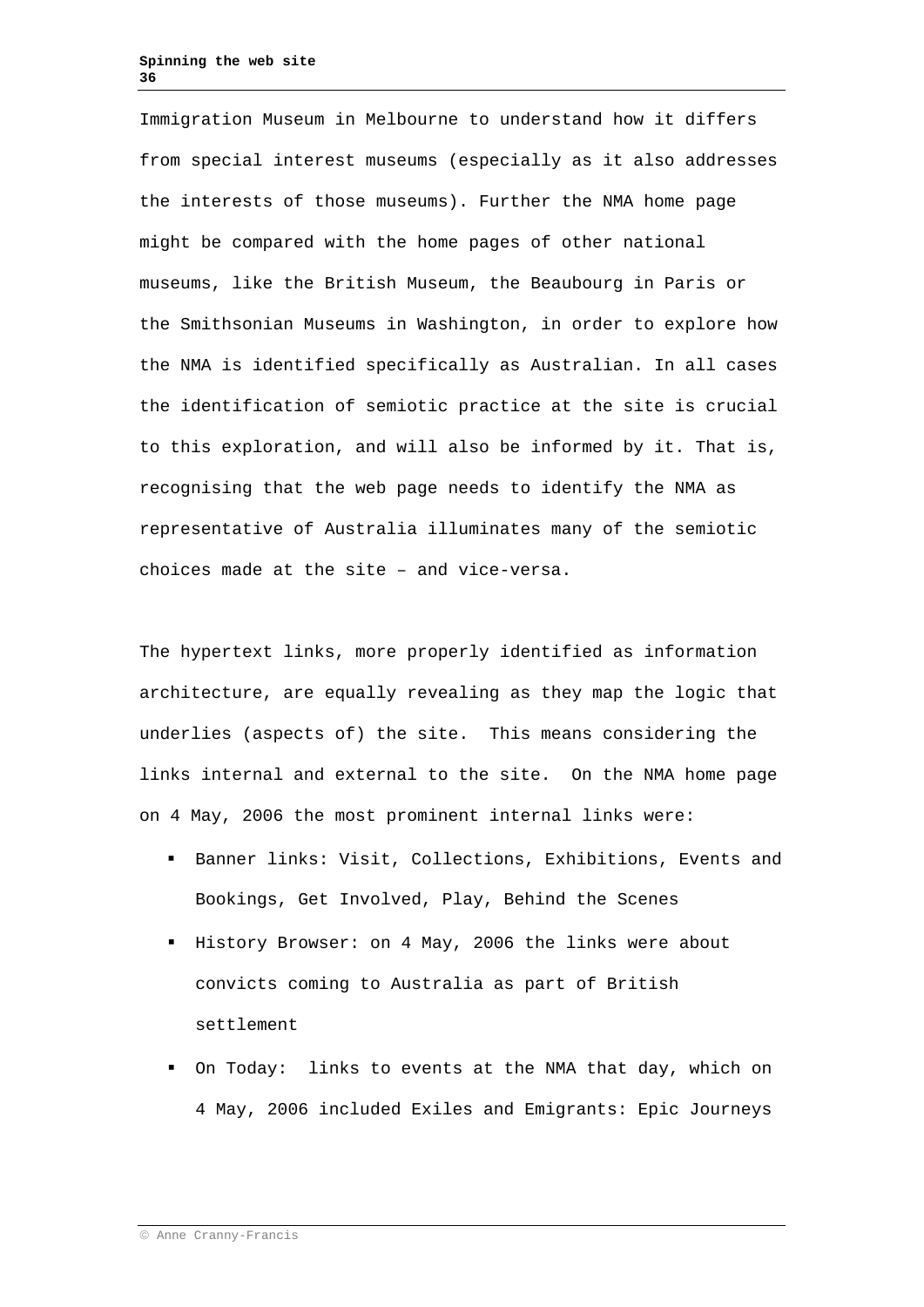Immigration Museum in Melbourne to understand how it differs from special interest museums (especially as it also addresses the interests of those museums). Further the NMA home page might be compared with the home pages of other national museums, like the British Museum, the Beaubourg in Paris or the Smithsonian Museums in Washington, in order to explore how the NMA is identified specifically as Australian. In all cases the identification of semiotic practice at the site is crucial to this exploration, and will also be informed by it. That is, recognising that the web page needs to identify the NMA as representative of Australia illuminates many of the semiotic choices made at the site – and vice-versa.

The hypertext links, more properly identified as information architecture, are equally revealing as they map the logic that underlies (aspects of) the site. This means considering the links internal and external to the site. On the NMA home page on 4 May, 2006 the most prominent internal links were:

- Banner links: Visit, Collections, Exhibitions, Events and Bookings, Get Involved, Play, Behind the Scenes
- History Browser: on 4 May, 2006 the links were about convicts coming to Australia as part of British settlement
- On Today: links to events at the NMA that day, which on 4 May, 2006 included Exiles and Emigrants: Epic Journeys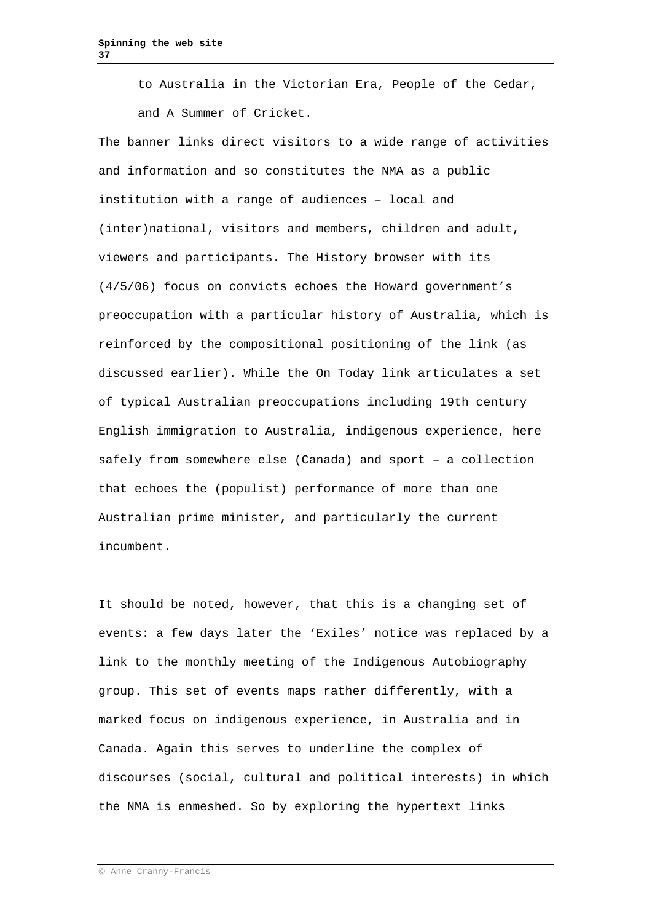to Australia in the Victorian Era, People of the Cedar, and A Summer of Cricket.

The banner links direct visitors to a wide range of activities and information and so constitutes the NMA as a public institution with a range of audiences – local and (inter)national, visitors and members, children and adult, viewers and participants. The History browser with its (4/5/06) focus on convicts echoes the Howard government's preoccupation with a particular history of Australia, which is reinforced by the compositional positioning of the link (as discussed earlier). While the On Today link articulates a set of typical Australian preoccupations including 19th century English immigration to Australia, indigenous experience, here safely from somewhere else (Canada) and sport – a collection that echoes the (populist) performance of more than one Australian prime minister, and particularly the current incumbent.

It should be noted, however, that this is a changing set of events: a few days later the 'Exiles' notice was replaced by a link to the monthly meeting of the Indigenous Autobiography group. This set of events maps rather differently, with a marked focus on indigenous experience, in Australia and in Canada. Again this serves to underline the complex of discourses (social, cultural and political interests) in which the NMA is enmeshed. So by exploring the hypertext links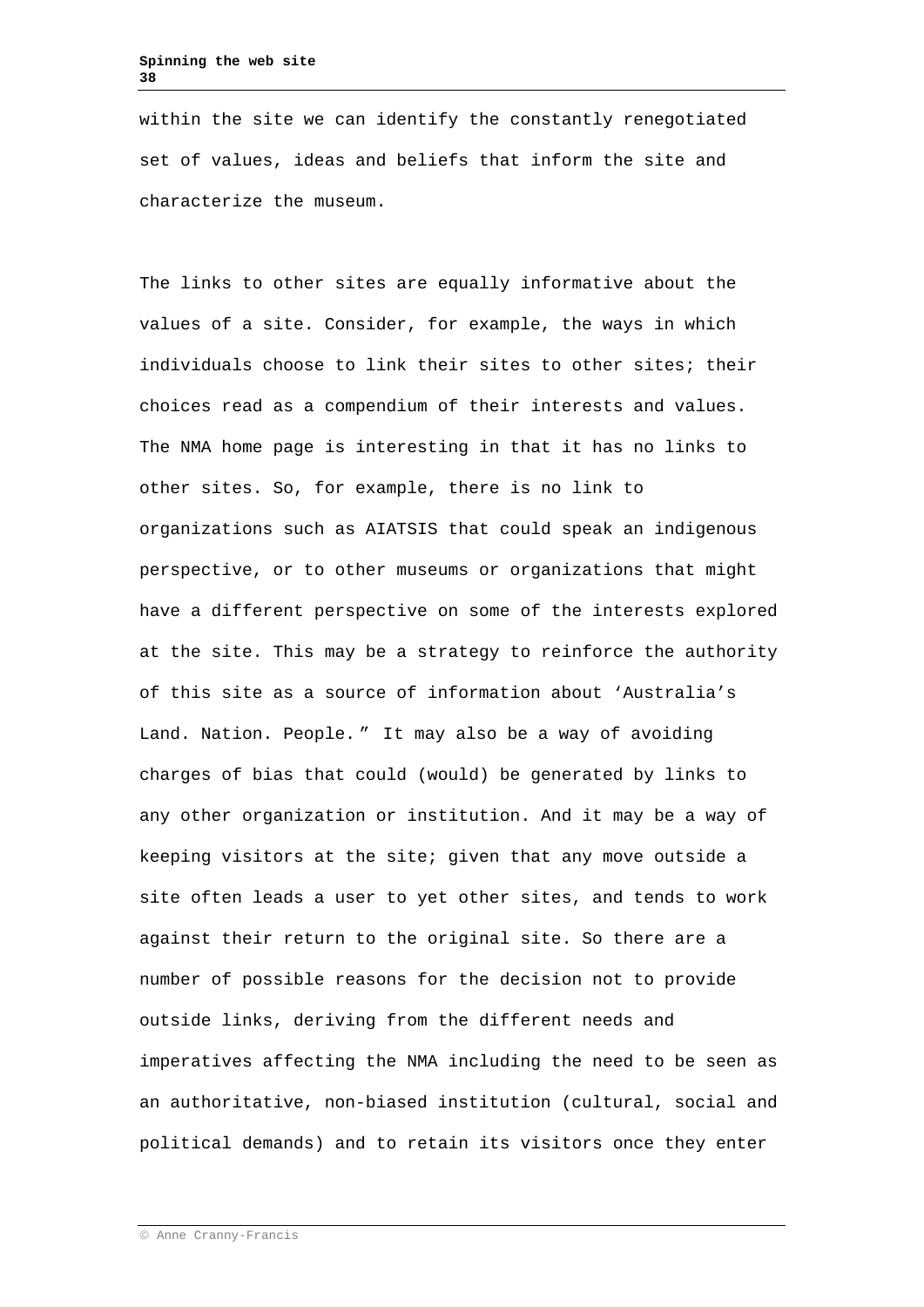within the site we can identify the constantly renegotiated set of values, ideas and beliefs that inform the site and characterize the museum.

The links to other sites are equally informative about the values of a site. Consider, for example, the ways in which individuals choose to link their sites to other sites; their choices read as a compendium of their interests and values. The NMA home page is interesting in that it has no links to other sites. So, for example, there is no link to organizations such as AIATSIS that could speak an indigenous perspective, or to other museums or organizations that might have a different perspective on some of the interests explored at the site. This may be a strategy to reinforce the authority of this site as a source of information about 'Australia's Land. Nation. People." It may also be a way of avoiding charges of bias that could (would) be generated by links to any other organization or institution. And it may be a way of keeping visitors at the site; given that any move outside a site often leads a user to yet other sites, and tends to work against their return to the original site. So there are a number of possible reasons for the decision not to provide outside links, deriving from the different needs and imperatives affecting the NMA including the need to be seen as an authoritative, non-biased institution (cultural, social and political demands) and to retain its visitors once they enter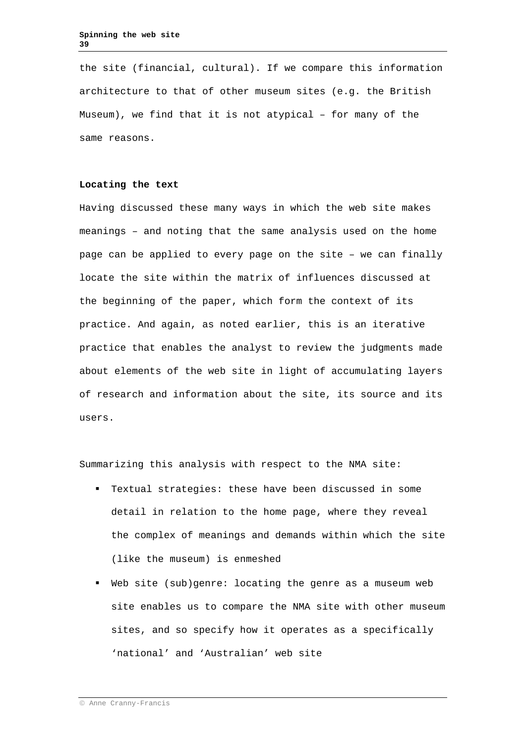the site (financial, cultural). If we compare this information architecture to that of other museum sites (e.g. the British Museum), we find that it is not atypical – for many of the same reasons.

**Locating the text**

Having discussed these many ways in which the web site makes meanings – and noting that the same analysis used on the home page can be applied to every page on the site – we can finally locate the site within the matrix of influences discussed at the beginning of the paper, which form the context of its practice. And again, as noted earlier, this is an iterative practice that enables the analyst to review the judgments made about elements of the web site in light of accumulating layers of research and information about the site, its source and its users.

Summarizing this analysis with respect to the NMA site:

- Textual strategies: these have been discussed in some detail in relation to the home page, where they reveal the complex of meanings and demands within which the site (like the museum) is enmeshed
- Web site (sub)genre: locating the genre as a museum web site enables us to compare the NMA site with other museum sites, and so specify how it operates as a specifically 'national' and 'Australian' web site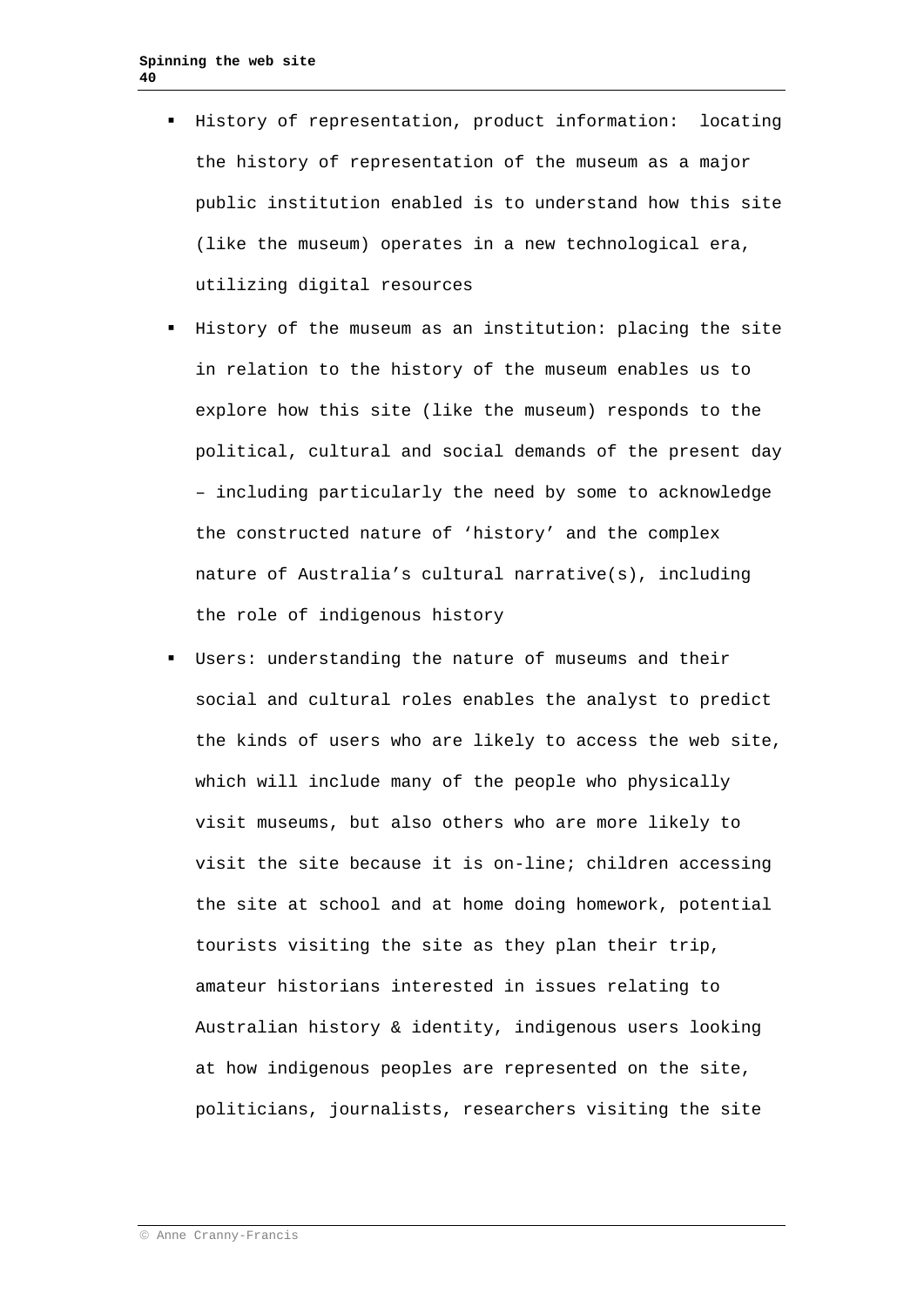- History of representation, product information: locating the history of representation of the museum as a major public institution enabled is to understand how this site (like the museum) operates in a new technological era, utilizing digital resources
- History of the museum as an institution: placing the site in relation to the history of the museum enables us to explore how this site (like the museum) responds to the political, cultural and social demands of the present day – including particularly the need by some to acknowledge the constructed nature of 'history' and the complex nature of Australia's cultural narrative(s), including the role of indigenous history
- Users: understanding the nature of museums and their social and cultural roles enables the analyst to predict the kinds of users who are likely to access the web site, which will include many of the people who physically visit museums, but also others who are more likely to visit the site because it is on-line; children accessing the site at school and at home doing homework, potential tourists visiting the site as they plan their trip, amateur historians interested in issues relating to Australian history & identity, indigenous users looking at how indigenous peoples are represented on the site, politicians, journalists, researchers visiting the site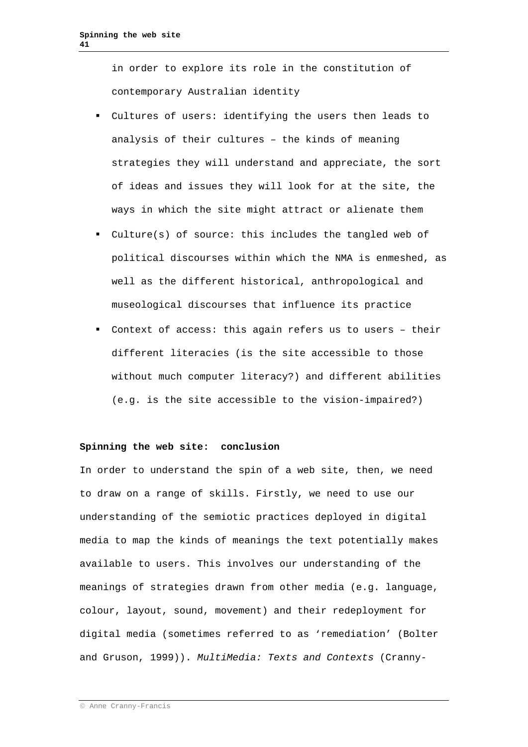in order to explore its role in the constitution of contemporary Australian identity

- Cultures of users: identifying the users then leads to analysis of their cultures – the kinds of meaning strategies they will understand and appreciate, the sort of ideas and issues they will look for at the site, the ways in which the site might attract or alienate them
- Culture(s) of source: this includes the tangled web of political discourses within which the NMA is enmeshed, as well as the different historical, anthropological and museological discourses that influence its practice
- Context of access: this again refers us to users – their different literacies (is the site accessible to those without much computer literacy?) and different abilities (e.g. is the site accessible to the vision-impaired?)

**Spinning the web site: conclusion**

In order to understand the spin of a web site, then, we need to draw on a range of skills. Firstly, we need to use our understanding of the semiotic practices deployed in digital media to map the kinds of meanings the text potentially makes available to users. This involves our understanding of the meanings of strategies drawn from other media (e.g. language, colour, layout, sound, movement) and their redeployment for digital media (sometimes referred to as 'remediation' (Bolter and Gruson, 1999)). *MultiMedia: Texts and Contexts* (Cranny-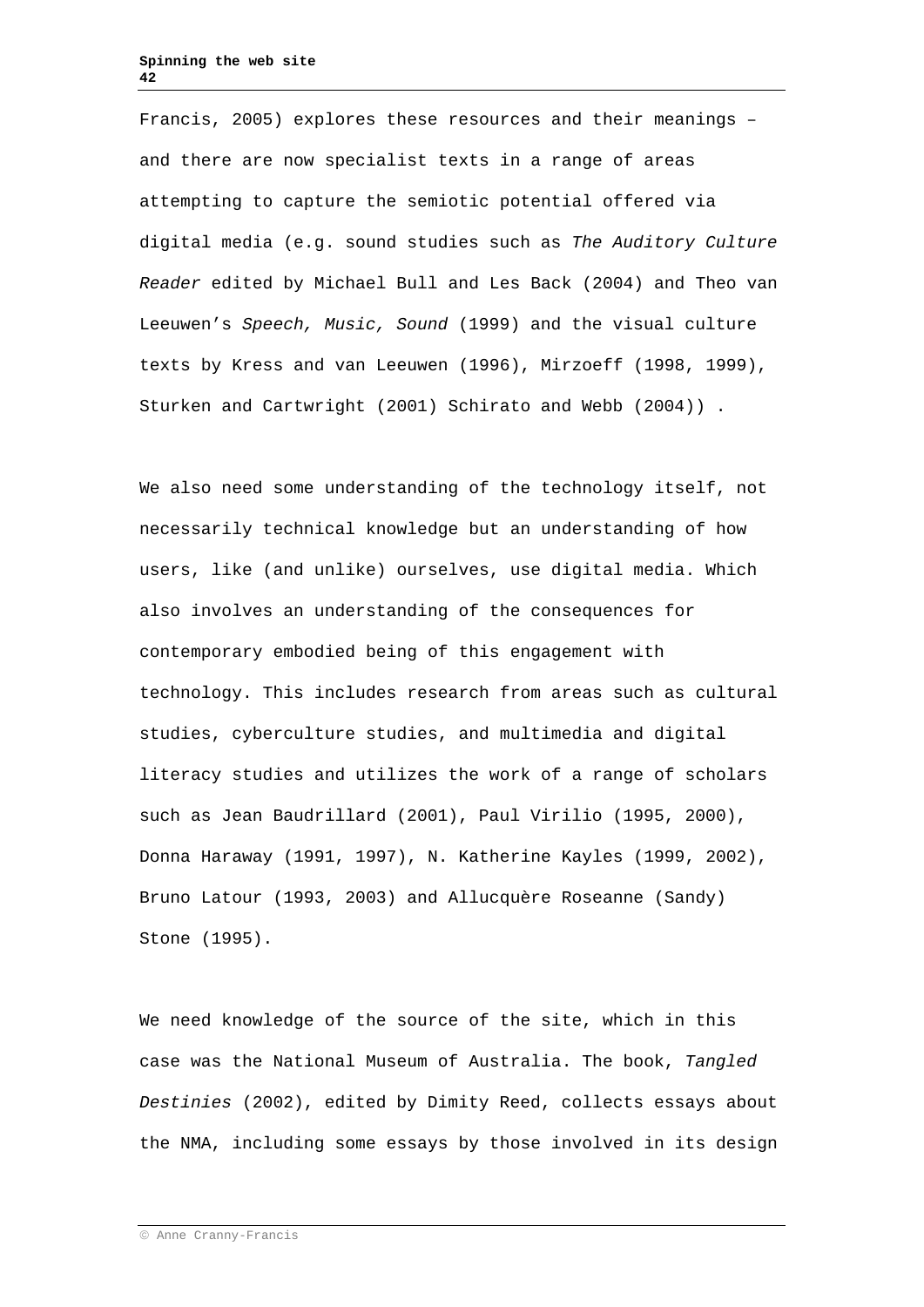Francis, 2005) explores these resources and their meanings – and there are now specialist texts in a range of areas attempting to capture the semiotic potential offered via digital media (e.g. sound studies such as *The Auditory Culture Reader* edited by Michael Bull and Les Back (2004) and Theo van Leeuwen's *Speech, Music, Sound* (1999) and the visual culture texts by Kress and van Leeuwen (1996), Mirzoeff (1998, 1999), Sturken and Cartwright (2001) Schirato and Webb (2004)) .

We also need some understanding of the technology itself, not necessarily technical knowledge but an understanding of how users, like (and unlike) ourselves, use digital media. Which also involves an understanding of the consequences for contemporary embodied being of this engagement with technology. This includes research from areas such as cultural studies, cyberculture studies, and multimedia and digital literacy studies and utilizes the work of a range of scholars such as Jean Baudrillard (2001), Paul Virilio (1995, 2000), Donna Haraway (1991, 1997), N. Katherine Kayles (1999, 2002), Bruno Latour (1993, 2003) and Allucquère Roseanne (Sandy) Stone (1995).

We need knowledge of the source of the site, which in this case was the National Museum of Australia. The book, *Tangled Destinies* (2002), edited by Dimity Reed, collects essays about the NMA, including some essays by those involved in its design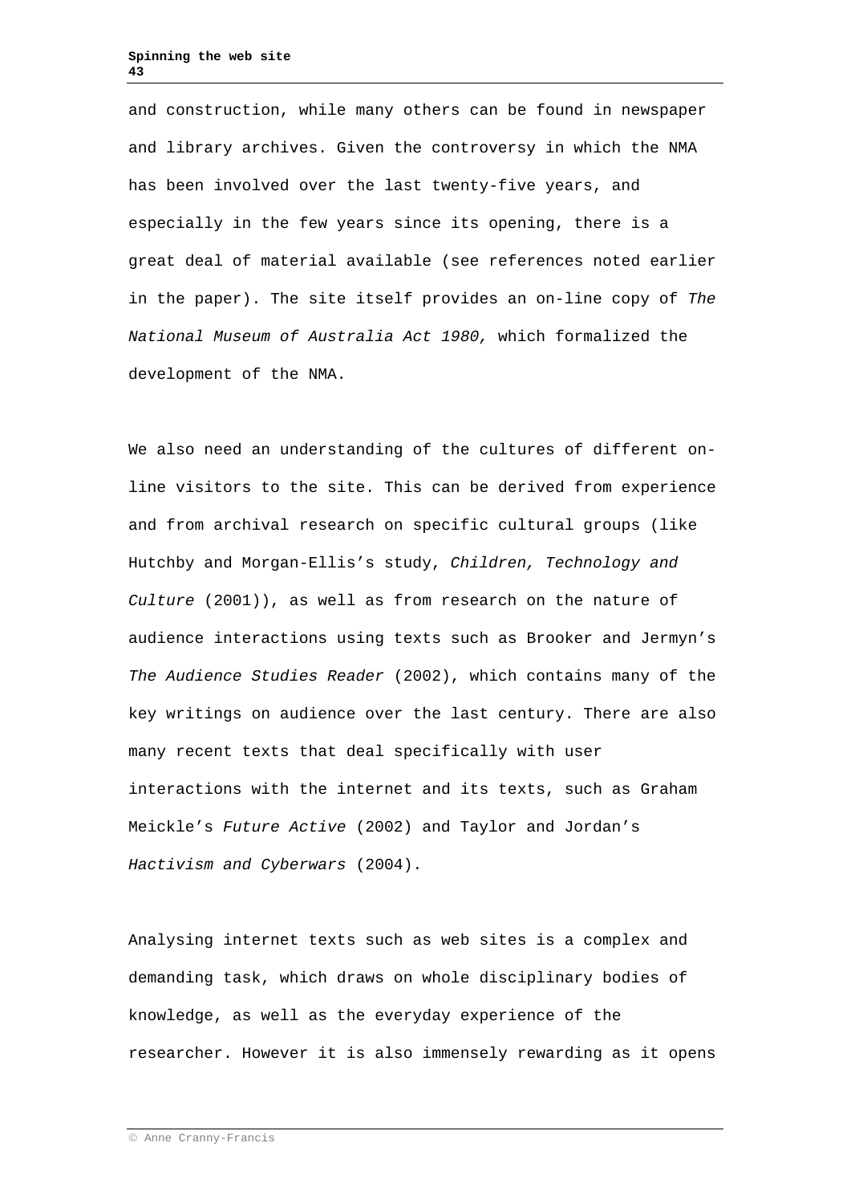and construction, while many others can be found in newspaper and library archives. Given the controversy in which the NMA has been involved over the last twenty-five years, and especially in the few years since its opening, there is a great deal of material available (see references noted earlier in the paper). The site itself provides an on-line copy of *The National Museum of Australia Act 1980,* which formalized the development of the NMA.

We also need an understanding of the cultures of different on-line visitors to the site. This can be derived from experience and from archival research on specific cultural groups (like Hutchby and Morgan-Ellis's study, *Children, Technology and Culture* (2001)), as well as from research on the nature of audience interactions using texts such as Brooker and Jermyn's *The Audience Studies Reader* (2002), which contains many of the key writings on audience over the last century. There are also many recent texts that deal specifically with user interactions with the internet and its texts, such as Graham Meickle's *Future Active* (2002) and Taylor and Jordan's *Hactivism and Cyberwars* (2004).

Analysing internet texts such as web sites is a complex and demanding task, which draws on whole disciplinary bodies of knowledge, as well as the everyday experience of the researcher. However it is also immensely rewarding as it opens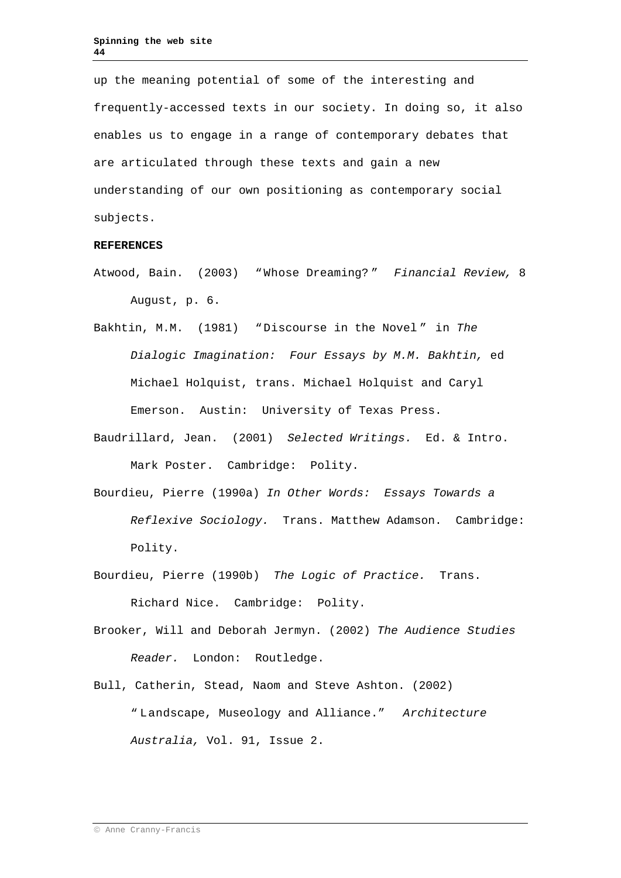up the meaning potential of some of the interesting and frequently-accessed texts in our society. In doing so, it also enables us to engage in a range of contemporary debates that are articulated through these texts and gain a new understanding of our own positioning as contemporary social subjects.

**REFERENCES**

Atwood, Bain. (2003) "Whose Dreaming?" *Financial Review,* 8 August, p. 6.

Bakhtin, M.M. (1981) "Discourse in the Novel" in *The Dialogic Imagination: Four Essays by M.M. Bakhtin,* ed Michael Holquist, trans. Michael Holquist and Caryl Emerson. Austin: University of Texas Press.

Baudrillard, Jean. (2001) *Selected Writings.* Ed. & Intro. Mark Poster. Cambridge: Polity.

Bourdieu, Pierre (1990a) *In Other Words: Essays Towards a Reflexive Sociology.* Trans. Matthew Adamson. Cambridge: Polity.

Bourdieu, Pierre (1990b) *The Logic of Practice.* Trans. Richard Nice. Cambridge: Polity.

Brooker, Will and Deborah Jermyn. (2002) *The Audience Studies Reader.* London: Routledge.

Bull, Catherin, Stead, Naom and Steve Ashton. (2002) "Landscape, Museology and Alliance." *Architecture Australia,* Vol. 91, Issue 2.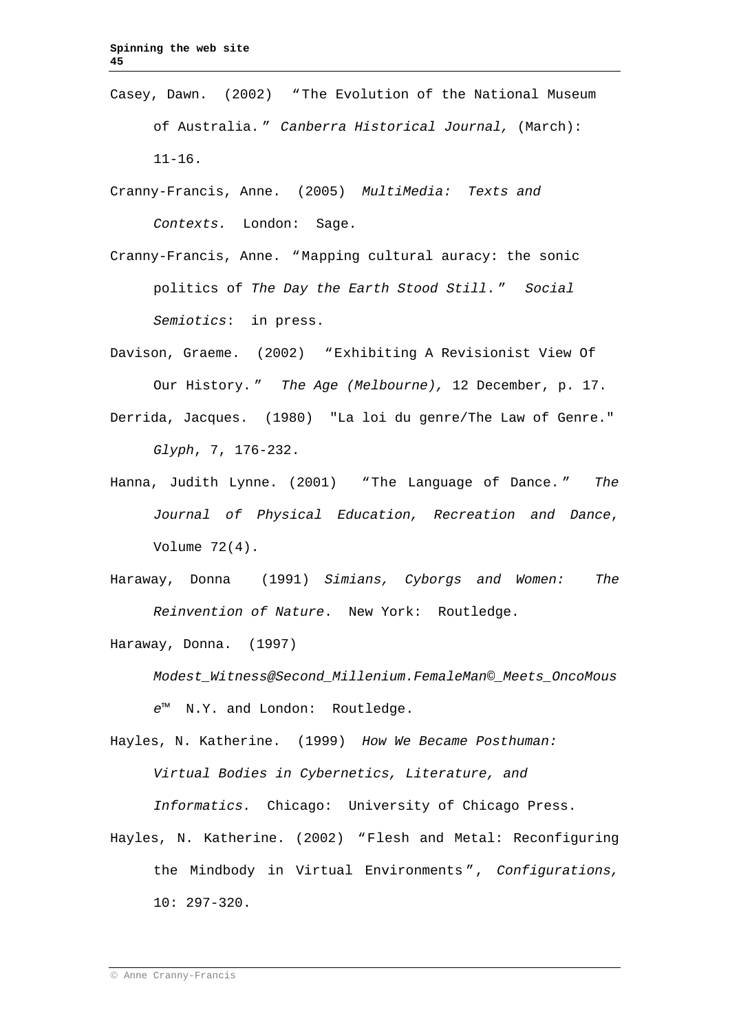Casey, Dawn. (2002) "The Evolution of the National Museum of Australia." *Canberra Historical Journal,* (March): 11-16.

Cranny-Francis, Anne. (2005) *MultiMedia: Texts and Contexts.* London: Sage.

Cranny-Francis, Anne. "Mapping cultural auracy: the sonic politics of *The Day the Earth Stood Still*." *Social Semiotics*: in press.

Davison, Graeme. (2002) "Exhibiting A Revisionist View Of Our History." *The Age (Melbourne),* 12 December, p. 17.

Derrida, Jacques. (1980) "La loi du genre/The Law of Genre." *Glyph*, 7, 176-232.

Hanna, Judith Lynne. (2001) "The Language of Dance." *The Journal of Physical Education, Recreation and Dance*, Volume 72(4).

Haraway, Donna (1991) *Simians, Cyborgs and Women: The Reinvention of Nature*. New York: Routledge.

Haraway, Donna. (1997) *Modest_Witness@Second_Millenium.FemaleMan©_Meets_OncoMouse™* N.Y. and London: Routledge.

Hayles, N. Katherine. (1999) *How We Became Posthuman: Virtual Bodies in Cybernetics, Literature, and Informatics.* Chicago: University of Chicago Press.

Hayles, N. Katherine. (2002) "Flesh and Metal: Reconfiguring the Mindbody in Virtual Environments", *Configurations,* 10: 297-320.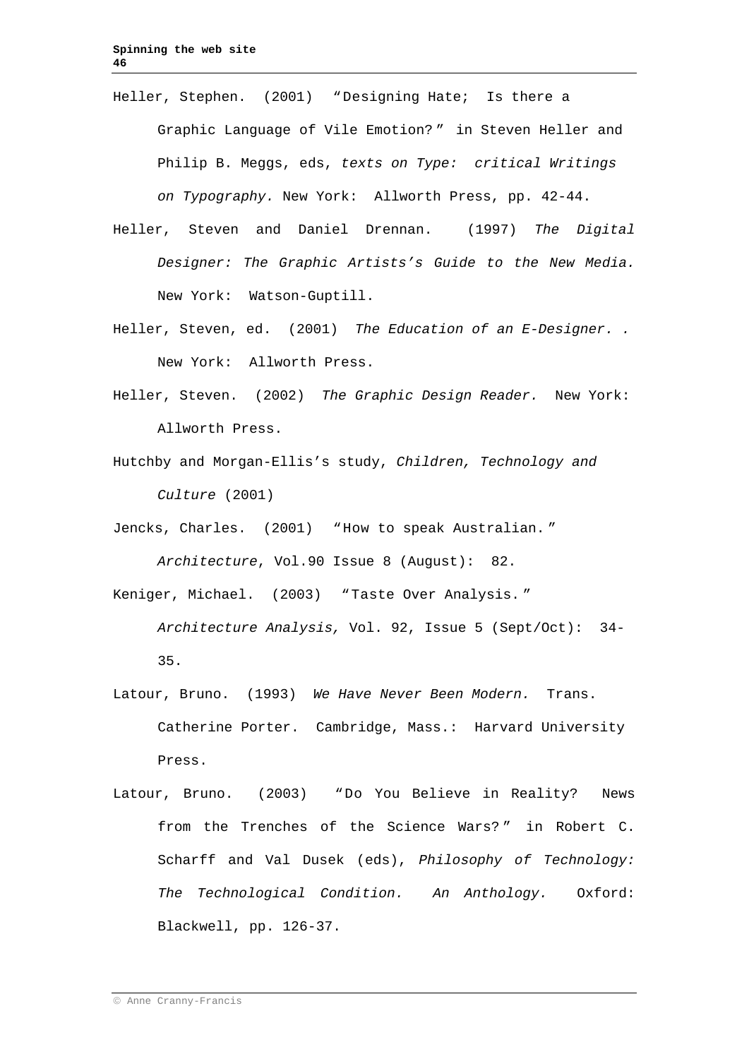Heller, Stephen. (2001) "Designing Hate; Is there a Graphic Language of Vile Emotion?" in Steven Heller and Philip B. Meggs, eds, *texts on Type: critical Writings on Typography.* New York: Allworth Press, pp. 42-44.

Heller, Steven and Daniel Drennan. (1997) *The Digital Designer: The Graphic Artists's Guide to the New Media.* New York: Watson-Guptill.

Heller, Steven, ed. (2001) *The Education of an E-Designer. .* New York: Allworth Press.

Heller, Steven. (2002) *The Graphic Design Reader.* New York: Allworth Press.

Hutchby and Morgan-Ellis's study, *Children, Technology and Culture* (2001)

Jencks, Charles. (2001) "How to speak Australian." *Architecture*, Vol.90 Issue 8 (August): 82.

Keniger, Michael. (2003) "Taste Over Analysis." *Architecture Analysis,* Vol. 92, Issue 5 (Sept/Oct): 34-35.

Latour, Bruno. (1993) *We Have Never Been Modern.* Trans. Catherine Porter. Cambridge, Mass.: Harvard University Press.

Latour, Bruno. (2003) "Do You Believe in Reality? News from the Trenches of the Science Wars?" in Robert C. Scharff and Val Dusek (eds), *Philosophy of Technology: The Technological Condition. An Anthology.* Oxford: Blackwell, pp. 126-37.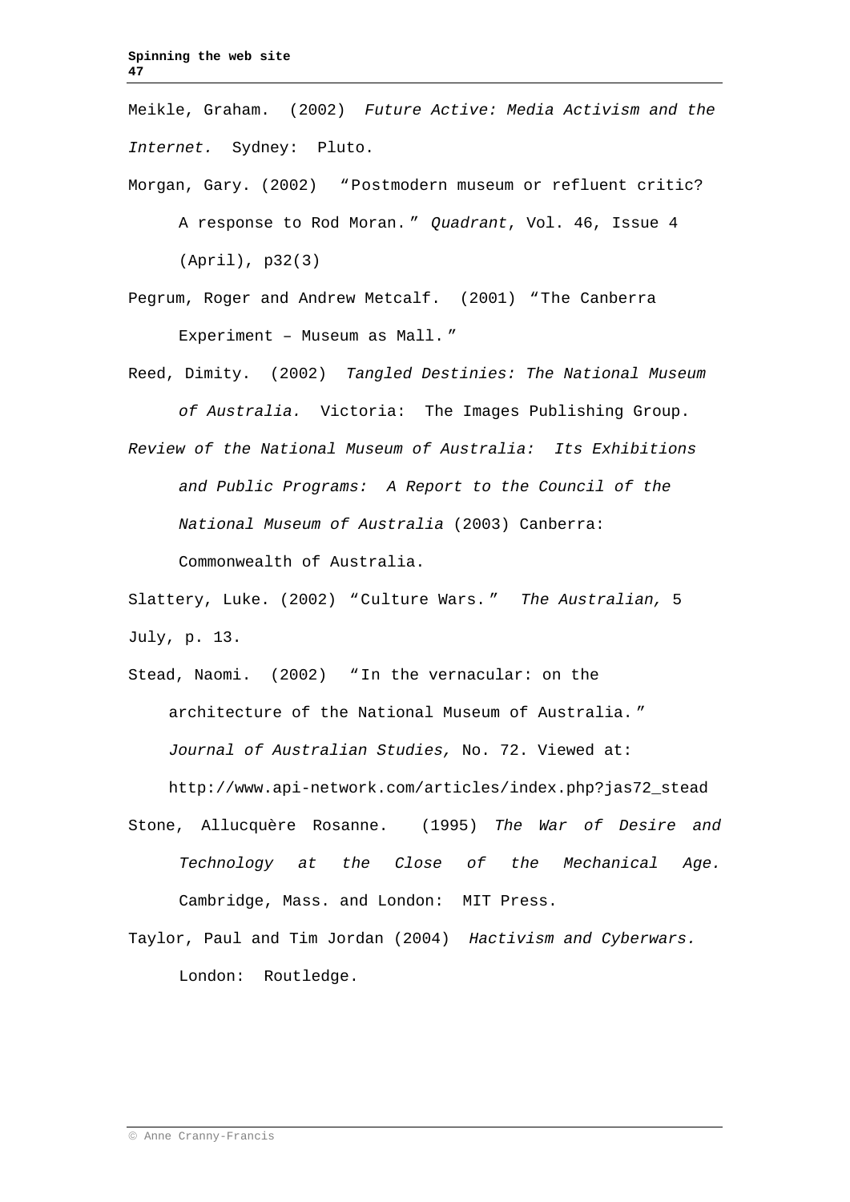Meikle, Graham. (2002) *Future Active: Media Activism and the Internet.* Sydney: Pluto.

Morgan, Gary. (2002) "Postmodern museum or refluent critic? A response to Rod Moran." *Quadrant*, Vol. 46, Issue 4 (April), p32(3)

Pegrum, Roger and Andrew Metcalf. (2001) "The Canberra Experiment – Museum as Mall."

Reed, Dimity. (2002) *Tangled Destinies: The National Museum of Australia.* Victoria: The Images Publishing Group.

*Review of the National Museum of Australia: Its Exhibitions and Public Programs: A Report to the Council of the National Museum of Australia* (2003) Canberra: Commonwealth of Australia.

Slattery, Luke. (2002) "Culture Wars." *The Australian,* 5 July, p. 13.

Stead, Naomi. (2002) "In the vernacular: on the architecture of the National Museum of Australia." *Journal of Australian Studies,* No. 72. Viewed at: http://www.api-network.com/articles/index.php?jas72_stead

Stone, Allucquère Rosanne. (1995) *The War of Desire and Technology at the Close of the Mechanical Age.* Cambridge, Mass. and London: MIT Press.

Taylor, Paul and Tim Jordan (2004) *Hactivism and Cyberwars.* London: Routledge.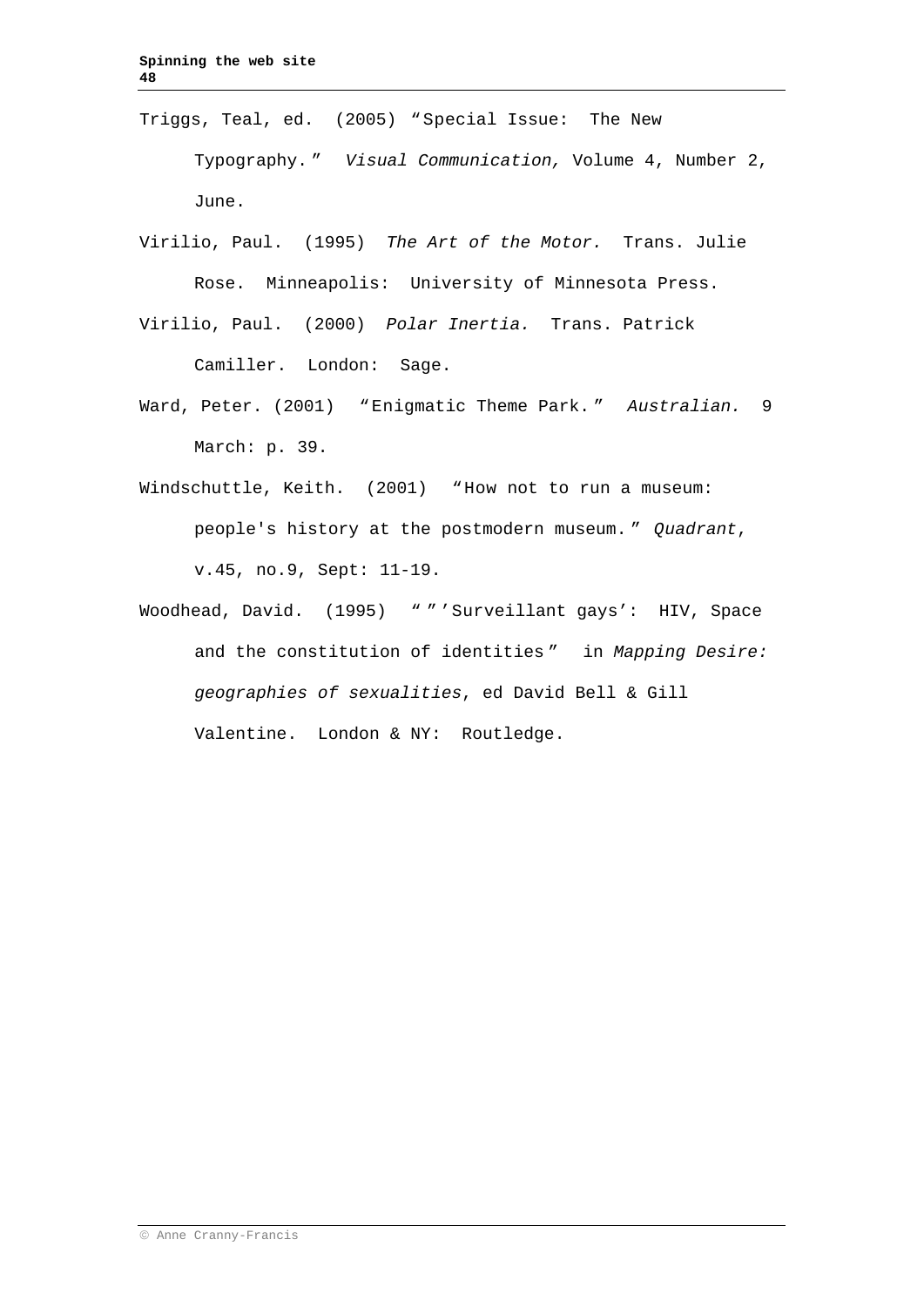Triggs, Teal, ed. (2005) "Special Issue: The New Typography." *Visual Communication,* Volume 4, Number 2, June.

Virilio, Paul. (1995) *The Art of the Motor.* Trans. Julie Rose. Minneapolis: University of Minnesota Press.

Virilio, Paul. (2000) *Polar Inertia.* Trans. Patrick Camiller. London: Sage.

Ward, Peter. (2001) "Enigmatic Theme Park." *Australian.* 9 March: p. 39.

Windschuttle, Keith. (2001) "How not to run a museum: people's history at the postmodern museum." *Quadrant*, v.45, no.9, Sept: 11-19.

Woodhead, David. (1995) ""'Surveillant gays': HIV, Space and the constitution of identities" in *Mapping Desire: geographies of sexualities*, ed David Bell & Gill Valentine. London & NY: Routledge.